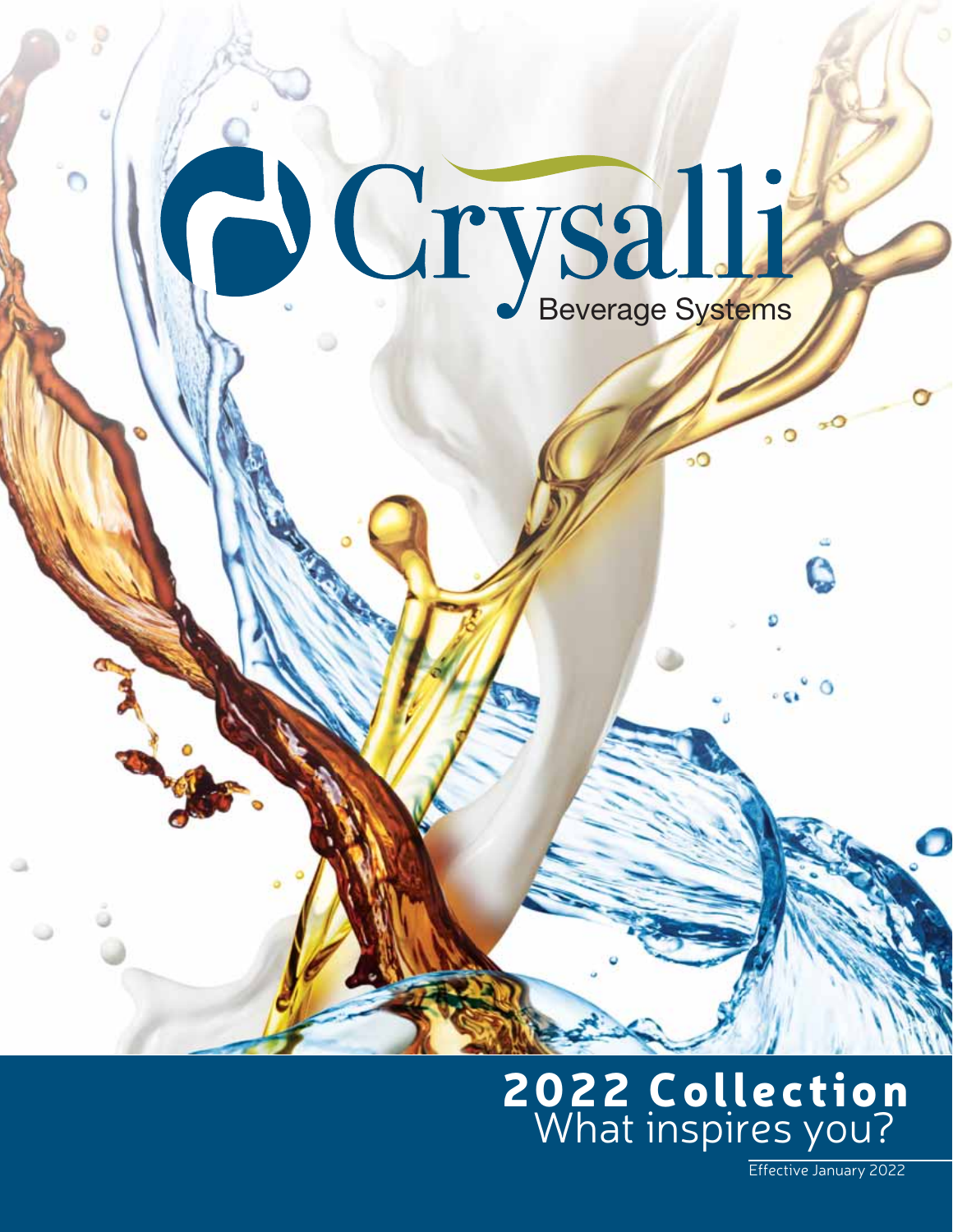# Crysalli

Beverage Systems

## 2022 Collection

What inspires you?

Effective January 2022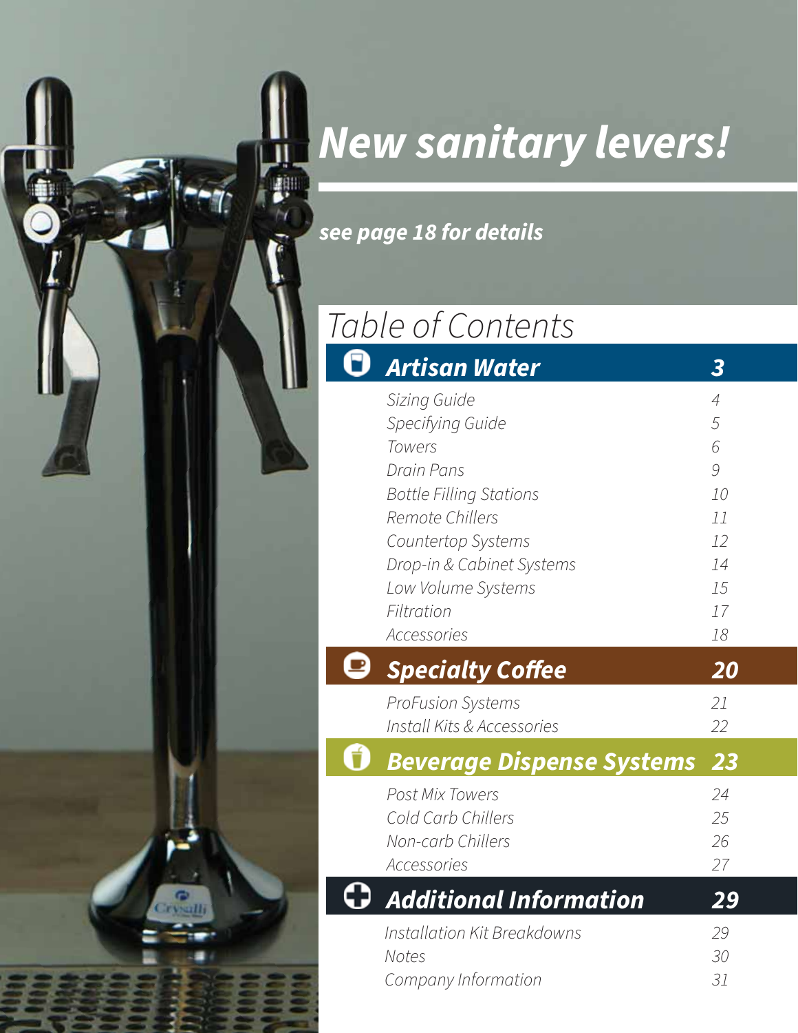# New sanitary levers!

***see page 18 for details***

## Table of Contents

| Section | Page |
|---|---|
| **Artisan Water** | **3** |
| Sizing Guide | 4 |
| Specifying Guide | 5 |
| Towers | 6 |
| Drain Pans | 9 |
| Bottle Filling Stations | 10 |
| Remote Chillers | 11 |
| Countertop Systems | 12 |
| Drop-in & Cabinet Systems | 14 |
| Low Volume Systems | 15 |
| Filtration | 17 |
| Accessories | 18 |
| **Specialty Coffee** | **20** |
| ProFusion Systems | 21 |
| Install Kits & Accessories | 22 |
| **Beverage Dispense Systems** | **23** |
| Post Mix Towers | 24 |
| Cold Carb Chillers | 25 |
| Non-carb Chillers | 26 |
| Accessories | 27 |
| **Additional Information** | **29** |
| Installation Kit Breakdowns | 29 |
| Notes | 30 |
| Company Information | 31 |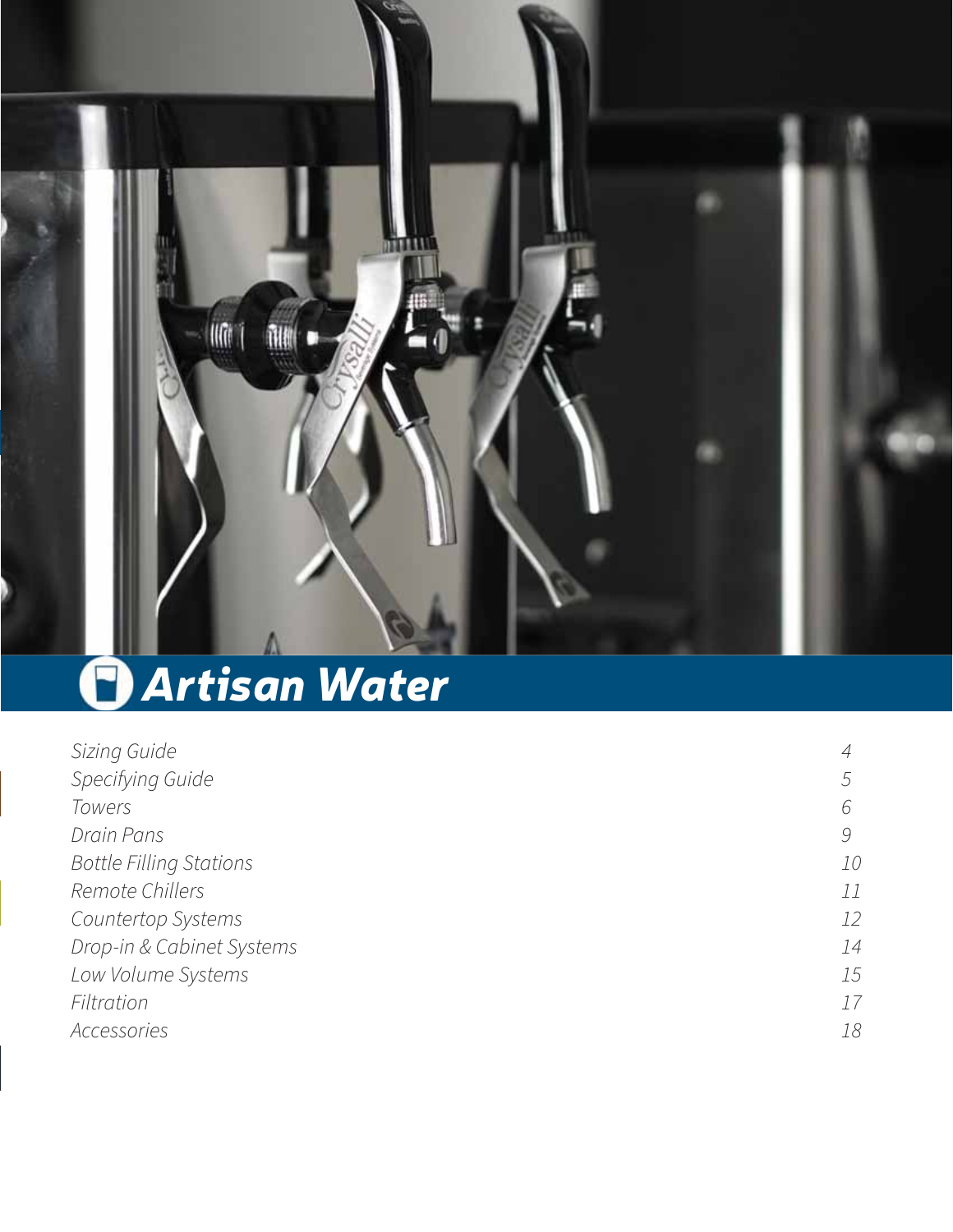# Artisan Water

| | |
|---|---|
| *Sizing Guide* | *4* |
| *Specifying Guide* | *5* |
| *Towers* | *6* |
| *Drain Pans* | *9* |
| *Bottle Filling Stations* | *10* |
| *Remote Chillers* | *11* |
| *Countertop Systems* | *12* |
| *Drop-in & Cabinet Systems* | *14* |
| *Low Volume Systems* | *15* |
| *Filtration* | *17* |
| *Accessories* | *18* |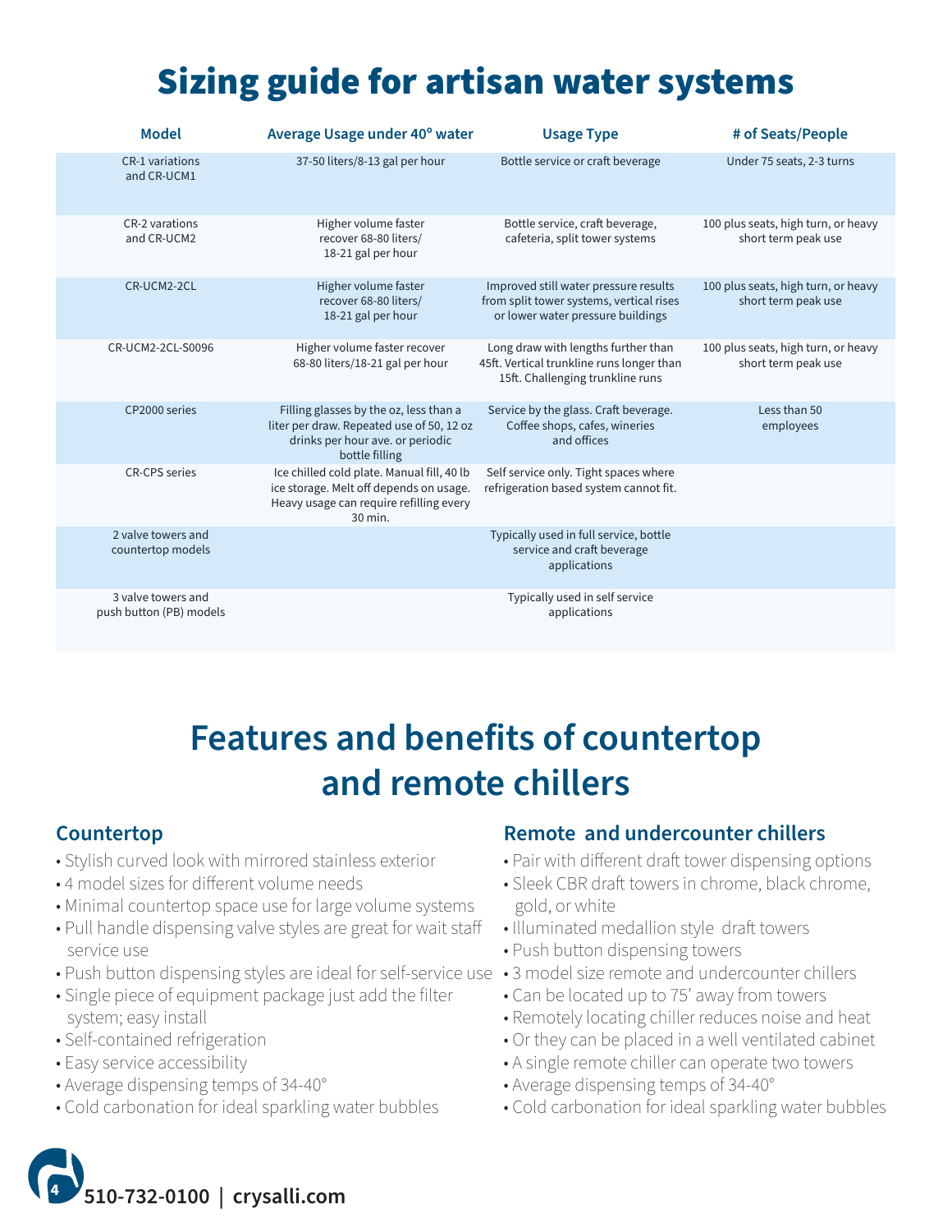# Sizing guide for artisan water systems

| Model | Average Usage under 40º water | Usage Type | # of Seats/People |
|---|---|---|---|
| CR-1 variations and CR-UCM1 | 37-50 liters/8-13 gal per hour | Bottle service or craft beverage | Under 75 seats, 2-3 turns |
| CR-2 varations and CR-UCM2 | Higher volume faster recover 68-80 liters/ 18-21 gal per hour | Bottle service, craft beverage, cafeteria, split tower systems | 100 plus seats, high turn, or heavy short term peak use |
| CR-UCM2-2CL | Higher volume faster recover 68-80 liters/ 18-21 gal per hour | Improved still water pressure results from split tower systems, vertical rises or lower water pressure buildings | 100 plus seats, high turn, or heavy short term peak use |
| CR-UCM2-2CL-S0096 | Higher volume faster recover 68-80 liters/18-21 gal per hour | Long draw with lengths further than 45ft. Vertical trunkline runs longer than 15ft. Challenging trunkline runs | 100 plus seats, high turn, or heavy short term peak use |
| CP2000 series | Filling glasses by the oz, less than a liter per draw. Repeated use of 50, 12 oz drinks per hour ave. or periodic bottle filling | Service by the glass. Craft beverage. Coffee shops, cafes, wineries and offices | Less than 50 employees |
| CR-CPS series | Ice chilled cold plate. Manual fill, 40 lb ice storage. Melt off depends on usage. Heavy usage can require refilling every 30 min. | Self service only. Tight spaces where refrigeration based system cannot fit. | |
| 2 valve towers and countertop models | | Typically used in full service, bottle service and craft beverage applications | |
| 3 valve towers and push button (PB) models | | Typically used in self service applications | |

# Features and benefits of countertop and remote chillers

## Countertop

- Stylish curved look with mirrored stainless exterior
- 4 model sizes for different volume needs
- Minimal countertop space use for large volume systems
- Pull handle dispensing valve styles are great for wait staff service use
- Push button dispensing styles are ideal for self-service use
- Single piece of equipment package just add the filter system; easy install
- Self-contained refrigeration
- Easy service accessibility
- Average dispensing temps of 34-40°
- Cold carbonation for ideal sparkling water bubbles

## Remote and undercounter chillers

- Pair with different draft tower dispensing options
- Sleek CBR draft towers in chrome, black chrome, gold, or white
- Illuminated medallion style draft towers
- Push button dispensing towers
- 3 model size remote and undercounter chillers
- Can be located up to 75' away from towers
- Remotely locating chiller reduces noise and heat
- Or they can be placed in a well ventilated cabinet
- A single remote chiller can operate two towers
- Average dispensing temps of 34-40°
- Cold carbonation for ideal sparkling water bubbles

510-732-0100 | crysalli.com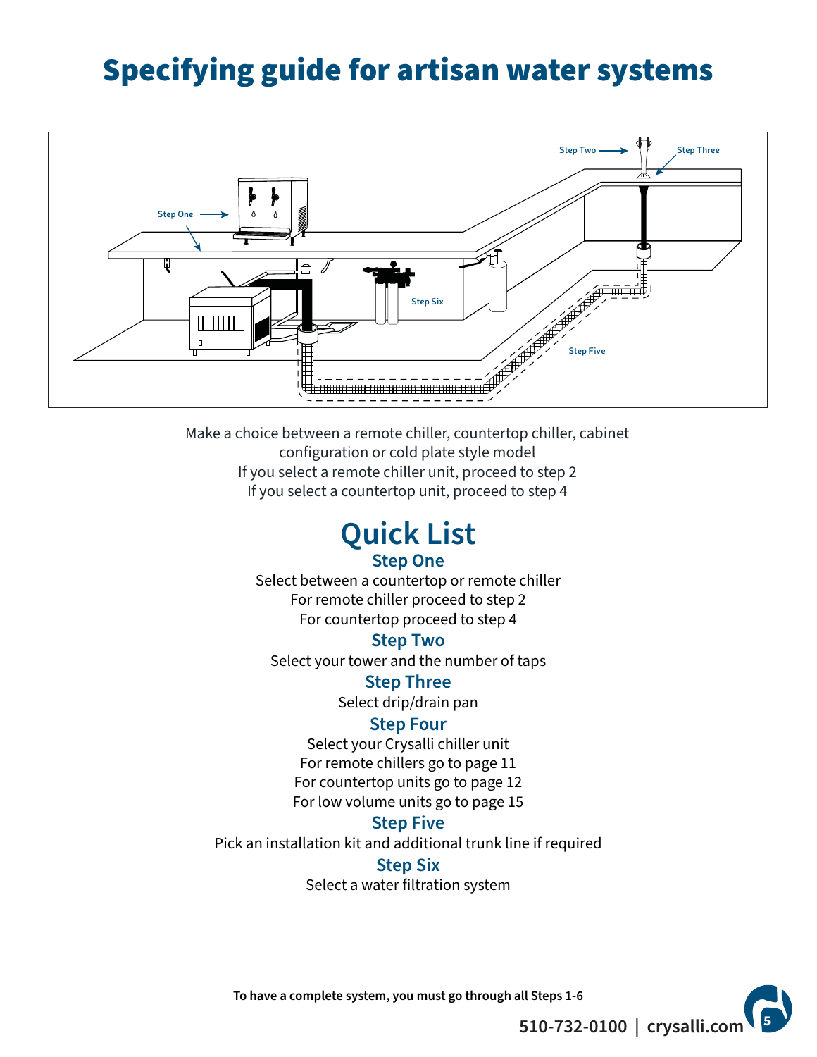# Specifying guide for artisan water systems

Make a choice between a remote chiller, countertop chiller, cabinet configuration or cold plate style model
If you select a remote chiller unit, proceed to step 2
If you select a countertop unit, proceed to step 4

## Quick List

### Step One

Select between a countertop or remote chiller
For remote chiller proceed to step 2
For countertop proceed to step 4

### Step Two

Select your tower and the number of taps

### Step Three

Select drip/drain pan

### Step Four

Select your Crysalli chiller unit
For remote chillers go to page 11
For countertop units go to page 12
For low volume units go to page 15

### Step Five

Pick an installation kit and additional trunk line if required

### Step Six

Select a water filtration system

**To have a complete system, you must go through all Steps 1-6**

510-732-0100 | crysalli.com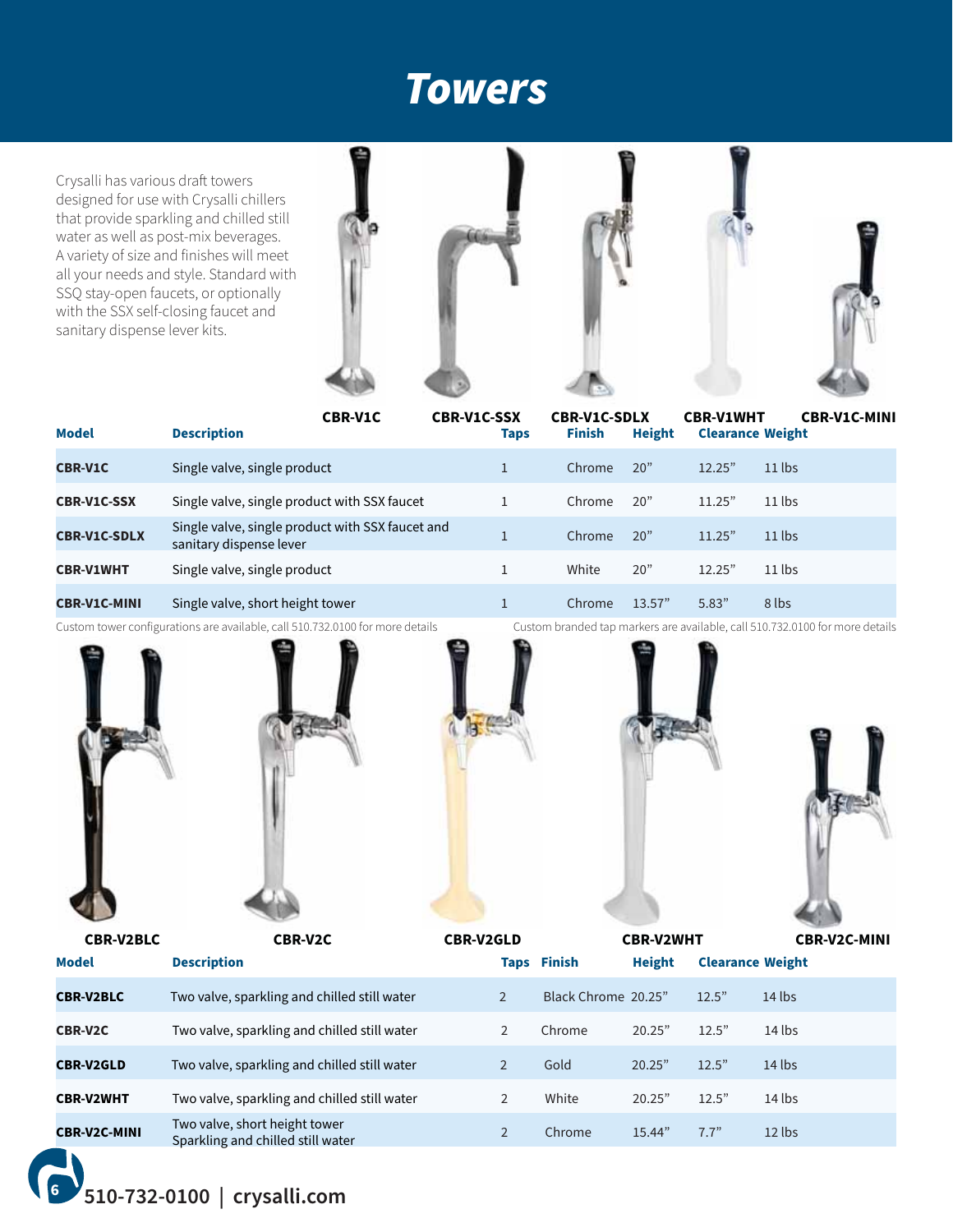# Towers

Crysalli has various draft towers designed for use with Crysalli chillers that provide sparkling and chilled still water as well as post-mix beverages. A variety of size and finishes will meet all your needs and style. Standard with SSQ stay-open faucets, or optionally with the SSX self-closing faucet and sanitary dispense lever kits.

CBR-V1C CBR-V1C-SSX CBR-V1C-SDLX CBR-V1WHT CBR-V1C-MINI

| Model | Description | Taps | Finish | Height | Clearance | Weight |
|---|---|---|---|---|---|---|
| CBR-V1C | Single valve, single product | 1 | Chrome | 20" | 12.25" | 11 lbs |
| CBR-V1C-SSX | Single valve, single product with SSX faucet | 1 | Chrome | 20" | 11.25" | 11 lbs |
| CBR-V1C-SDLX | Single valve, single product with SSX faucet and sanitary dispense lever | 1 | Chrome | 20" | 11.25" | 11 lbs |
| CBR-V1WHT | Single valve, single product | 1 | White | 20" | 12.25" | 11 lbs |
| CBR-V1C-MINI | Single valve, short height tower | 1 | Chrome | 13.57" | 5.83" | 8 lbs |

Custom tower configurations are available, call 510.732.0100 for more details

Custom branded tap markers are available, call 510.732.0100 for more details

CBR-V2BLC CBR-V2C CBR-V2GLD CBR-V2WHT CBR-V2C-MINI

| Model | Description | Taps | Finish | Height | Clearance | Weight |
|---|---|---|---|---|---|---|
| CBR-V2BLC | Two valve, sparkling and chilled still water | 2 | Black Chrome | 20.25" | 12.5" | 14 lbs |
| CBR-V2C | Two valve, sparkling and chilled still water | 2 | Chrome | 20.25" | 12.5" | 14 lbs |
| CBR-V2GLD | Two valve, sparkling and chilled still water | 2 | Gold | 20.25" | 12.5" | 14 lbs |
| CBR-V2WHT | Two valve, sparkling and chilled still water | 2 | White | 20.25" | 12.5" | 14 lbs |
| CBR-V2C-MINI | Two valve, short height tower Sparkling and chilled still water | 2 | Chrome | 15.44" | 7.7" | 12 lbs |

510-732-0100 | crysalli.com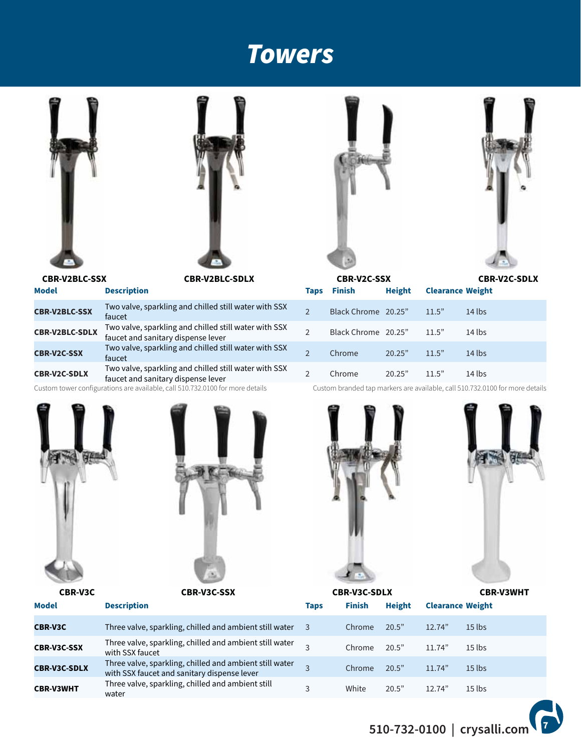# Towers

CBR-V2BLC-SSX CBR-V2BLC-SDLX CBR-V2C-SSX CBR-V2C-SDLX

| Model | Description | Taps | Finish | Height | Clearance | Weight |
|---|---|---|---|---|---|---|
| CBR-V2BLC-SSX | Two valve, sparkling and chilled still water with SSX faucet | 2 | Black Chrome | 20.25” | 11.5” | 14 lbs |
| CBR-V2BLC-SDLX | Two valve, sparkling and chilled still water with SSX faucet and sanitary dispense lever | 2 | Black Chrome | 20.25” | 11.5” | 14 lbs |
| CBR-V2C-SSX | Two valve, sparkling and chilled still water with SSX faucet | 2 | Chrome | 20.25” | 11.5” | 14 lbs |
| CBR-V2C-SDLX | Two valve, sparkling and chilled still water with SSX faucet and sanitary dispense lever | 2 | Chrome | 20.25” | 11.5” | 14 lbs |

Custom tower configurations are available, call 510.732.0100 for more details

Custom branded tap markers are available, call 510.732.0100 for more details

CBR-V3C CBR-V3C-SSX CBR-V3C-SDLX CBR-V3WHT

| Model | Description | Taps | Finish | Height | Clearance | Weight |
|---|---|---|---|---|---|---|
| CBR-V3C | Three valve, sparkling, chilled and ambient still water | 3 | Chrome | 20.5” | 12.74” | 15 lbs |
| CBR-V3C-SSX | Three valve, sparkling, chilled and ambient still water with SSX faucet | 3 | Chrome | 20.5” | 11.74” | 15 lbs |
| CBR-V3C-SDLX | Three valve, sparkling, chilled and ambient still water with SSX faucet and sanitary dispense lever | 3 | Chrome | 20.5” | 11.74” | 15 lbs |
| CBR-V3WHT | Three valve, sparkling, chilled and ambient still water | 3 | White | 20.5” | 12.74” | 15 lbs |

510-732-0100 | crysalli.com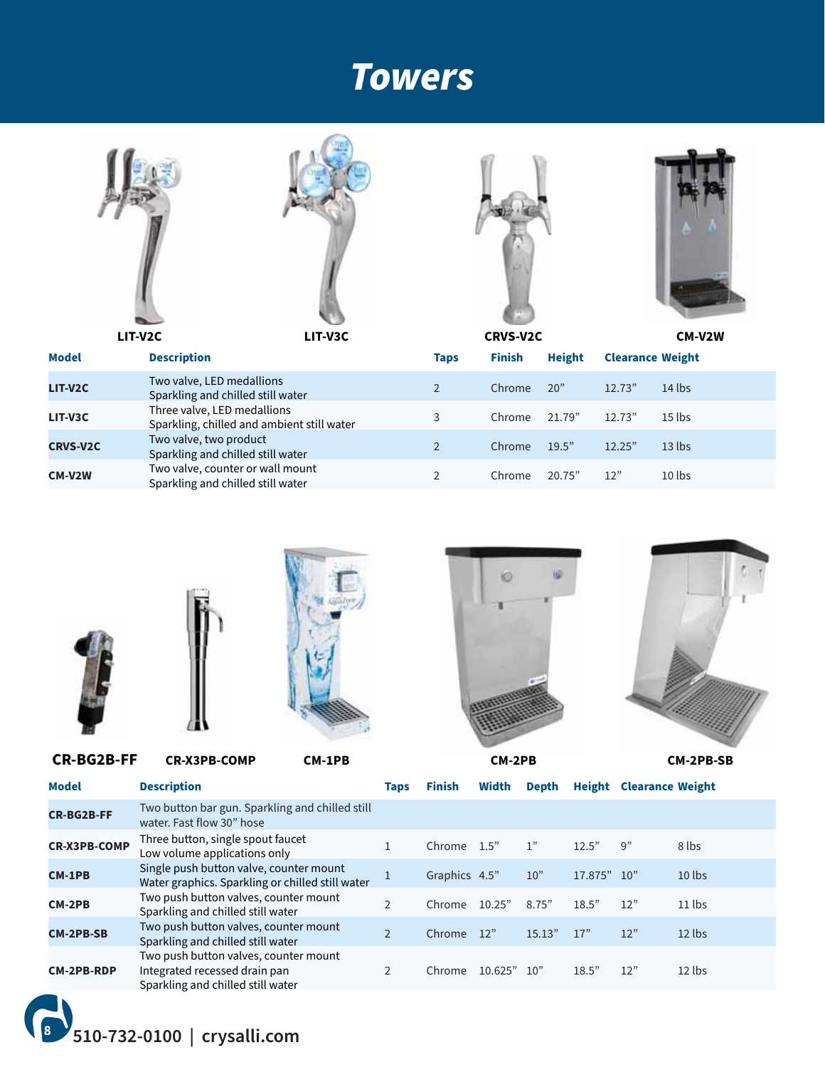# Towers

LIT-V2C LIT-V3C CRVS-V2C CM-V2W

| Model | Description | Taps | Finish | Height | Clearance | Weight |
|---|---|---|---|---|---|---|
| LIT-V2C | Two valve, LED medallions<br>Sparkling and chilled still water | 2 | Chrome | 20" | 12.73" | 14 lbs |
| LIT-V3C | Three valve, LED medallions<br>Sparkling, chilled and ambient still water | 3 | Chrome | 21.79" | 12.73" | 15 lbs |
| CRVS-V2C | Two valve, two product<br>Sparkling and chilled still water | 2 | Chrome | 19.5" | 12.25" | 13 lbs |
| CM-V2W | Two valve, counter or wall mount<br>Sparkling and chilled still water | 2 | Chrome | 20.75" | 12" | 10 lbs |

CR-BG2B-FF CR-X3PB-COMP CM-1PB CM-2PB CM-2PB-SB

| Model | Description | Taps | Finish | Width | Depth | Height | Clearance | Weight |
|---|---|---|---|---|---|---|---|---|
| CR-BG2B-FF | Two button bar gun. Sparkling and chilled still water. Fast flow 30" hose | | | | | | | |
| CR-X3PB-COMP | Three button, single spout faucet<br>Low volume applications only | 1 | Chrome | 1.5" | 1" | 12.5" | 9" | 8 lbs |
| CM-1PB | Single push button valve, counter mount<br>Water graphics. Sparkling or chilled still water | 1 | Graphics | 4.5" | 10" | 17.875" | 10" | 10 lbs |
| CM-2PB | Two push button valves, counter mount<br>Sparkling and chilled still water | 2 | Chrome | 10.25" | 8.75" | 18.5" | 12" | 11 lbs |
| CM-2PB-SB | Two push button valves, counter mount<br>Sparkling and chilled still water | 2 | Chrome | 12" | 15.13" | 17" | 12" | 12 lbs |
| CM-2PB-RDP | Two push button valves, counter mount<br>Integrated recessed drain pan<br>Sparkling and chilled still water | 2 | Chrome | 10.625" | 10" | 18.5" | 12" | 12 lbs |

510-732-0100 | crysalli.com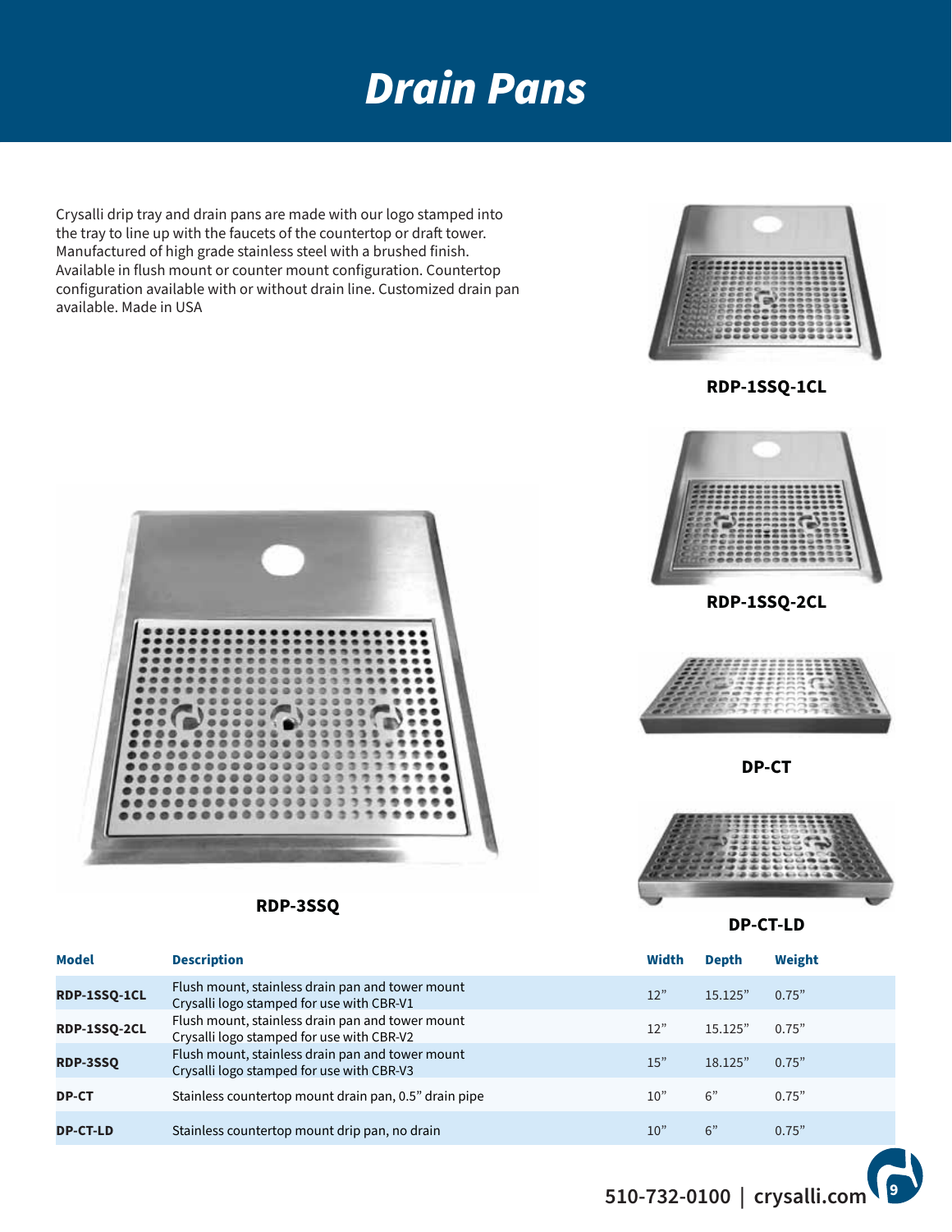# Drain Pans

Crysalli drip tray and drain pans are made with our logo stamped into the tray to line up with the faucets of the countertop or draft tower. Manufactured of high grade stainless steel with a brushed finish. Available in flush mount or counter mount configuration. Countertop configuration available with or without drain line. Customized drain pan available. Made in USA

**RDP-1SSQ-1CL**

**RDP-1SSQ-2CL**

**DP-CT**

**RDP-3SSQ**

**DP-CT-LD**

| Model | Description | Width | Depth | Weight |
|---|---|---|---|---|
| **RDP-1SSQ-1CL** | Flush mount, stainless drain pan and tower mount Crysalli logo stamped for use with CBR-V1 | 12” | 15.125” | 0.75” |
| **RDP-1SSQ-2CL** | Flush mount, stainless drain pan and tower mount Crysalli logo stamped for use with CBR-V2 | 12” | 15.125” | 0.75” |
| **RDP-3SSQ** | Flush mount, stainless drain pan and tower mount Crysalli logo stamped for use with CBR-V3 | 15” | 18.125” | 0.75” |
| **DP-CT** | Stainless countertop mount drain pan, 0.5” drain pipe | 10” | 6” | 0.75” |
| **DP-CT-LD** | Stainless countertop mount drip pan, no drain | 10” | 6” | 0.75” |

510-732-0100 | crysalli.com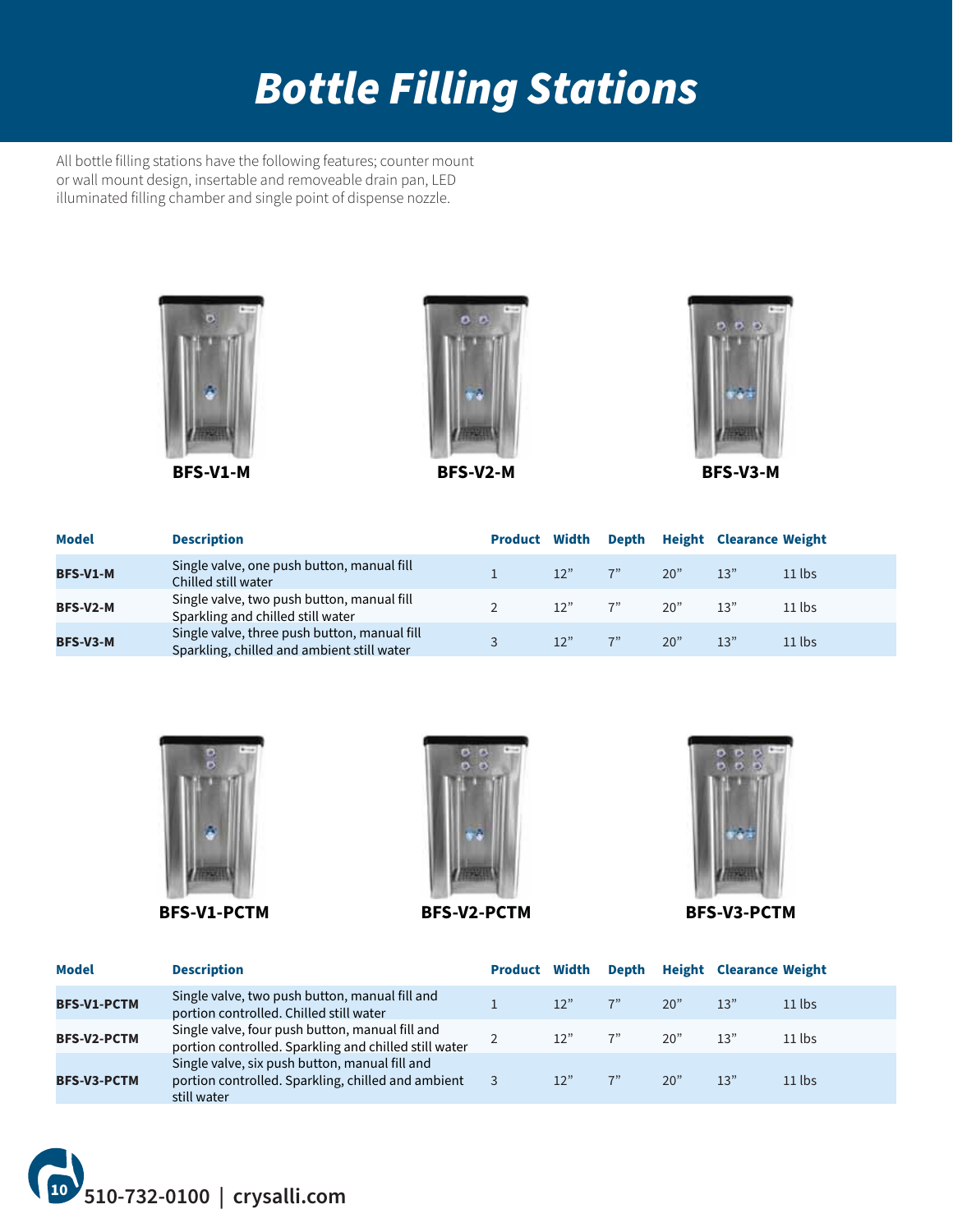# Bottle Filling Stations

All bottle filling stations have the following features; counter mount or wall mount design, insertable and removeable drain pan, LED illuminated filling chamber and single point of dispense nozzle.

BFS-V1-M

BFS-V2-M

BFS-V3-M

| Model | Description | Product | Width | Depth | Height | Clearance | Weight |
|---|---|---|---|---|---|---|---|
| **BFS-V1-M** | Single valve, one push button, manual fill Chilled still water | 1 | 12” | 7” | 20” | 13” | 11 lbs |
| **BFS-V2-M** | Single valve, two push button, manual fill Sparkling and chilled still water | 2 | 12” | 7” | 20” | 13” | 11 lbs |
| **BFS-V3-M** | Single valve, three push button, manual fill Sparkling, chilled and ambient still water | 3 | 12” | 7” | 20” | 13” | 11 lbs |

BFS-V1-PCTM

BFS-V2-PCTM

BFS-V3-PCTM

| Model | Description | Product | Width | Depth | Height | Clearance | Weight |
|---|---|---|---|---|---|---|---|
| **BFS-V1-PCTM** | Single valve, two push button, manual fill and portion controlled. Chilled still water | 1 | 12” | 7” | 20” | 13” | 11 lbs |
| **BFS-V2-PCTM** | Single valve, four push button, manual fill and portion controlled. Sparkling and chilled still water | 2 | 12” | 7” | 20” | 13” | 11 lbs |
| **BFS-V3-PCTM** | Single valve, six push button, manual fill and portion controlled. Sparkling, chilled and ambient still water | 3 | 12” | 7” | 20” | 13” | 11 lbs |

**510-732-0100 | crysalli.com**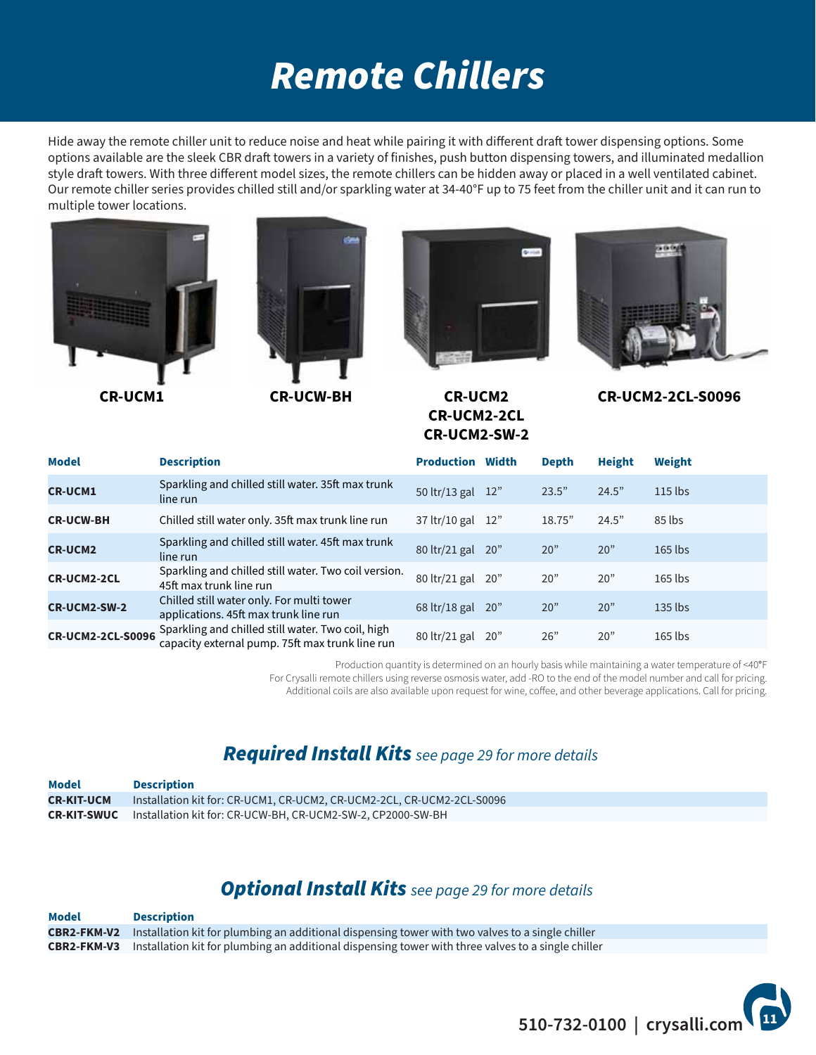# Remote Chillers

Hide away the remote chiller unit to reduce noise and heat while pairing it with different draft tower dispensing options. Some options available are the sleek CBR draft towers in a variety of finishes, push button dispensing towers, and illuminated medallion style draft towers. With three different model sizes, the remote chillers can be hidden away or placed in a well ventilated cabinet. Our remote chiller series provides chilled still and/or sparkling water at 34-40°F up to 75 feet from the chiller unit and it can run to multiple tower locations.

**CR-UCM1** | **CR-UCW-BH** | **CR-UCM2 / CR-UCM2-2CL / CR-UCM2-SW-2** | **CR-UCM2-2CL-S0096**

| Model | Description | Production | Width | Depth | Height | Weight |
|---|---|---|---|---|---|---|
| **CR-UCM1** | Sparkling and chilled still water. 35ft max trunk line run | 50 ltr/13 gal | 12" | 23.5" | 24.5" | 115 lbs |
| **CR-UCW-BH** | Chilled still water only. 35ft max trunk line run | 37 ltr/10 gal | 12" | 18.75" | 24.5" | 85 lbs |
| **CR-UCM2** | Sparkling and chilled still water. 45ft max trunk line run | 80 ltr/21 gal | 20" | 20" | 20" | 165 lbs |
| **CR-UCM2-2CL** | Sparkling and chilled still water. Two coil version. 45ft max trunk line run | 80 ltr/21 gal | 20" | 20" | 20" | 165 lbs |
| **CR-UCM2-SW-2** | Chilled still water only. For multi tower applications. 45ft max trunk line run | 68 ltr/18 gal | 20" | 20" | 20" | 135 lbs |
| **CR-UCM2-2CL-S0096** | Sparkling and chilled still water. Two coil, high capacity external pump. 75ft max trunk line run | 80 ltr/21 gal | 20" | 26" | 20" | 165 lbs |

Production quantity is determined on an hourly basis while maintaining a water temperature of <40°F
For Crysalli remote chillers using reverse osmosis water, add -RO to the end of the model number and call for pricing.
Additional coils are also available upon request for wine, coffee, and other beverage applications. Call for pricing.

## Required Install Kits *see page 29 for more details*

| Model | Description |
|---|---|
| **CR-KIT-UCM** | Installation kit for: CR-UCM1, CR-UCM2, CR-UCM2-2CL, CR-UCM2-2CL-S0096 |
| **CR-KIT-SWUC** | Installation kit for: CR-UCW-BH, CR-UCM2-SW-2, CP2000-SW-BH |

## Optional Install Kits *see page 29 for more details*

| Model | Description |
|---|---|
| **CBR2-FKM-V2** | Installation kit for plumbing an additional dispensing tower with two valves to a single chiller |
| **CBR2-FKM-V3** | Installation kit for plumbing an additional dispensing tower with three valves to a single chiller |

510-732-0100 | crysalli.com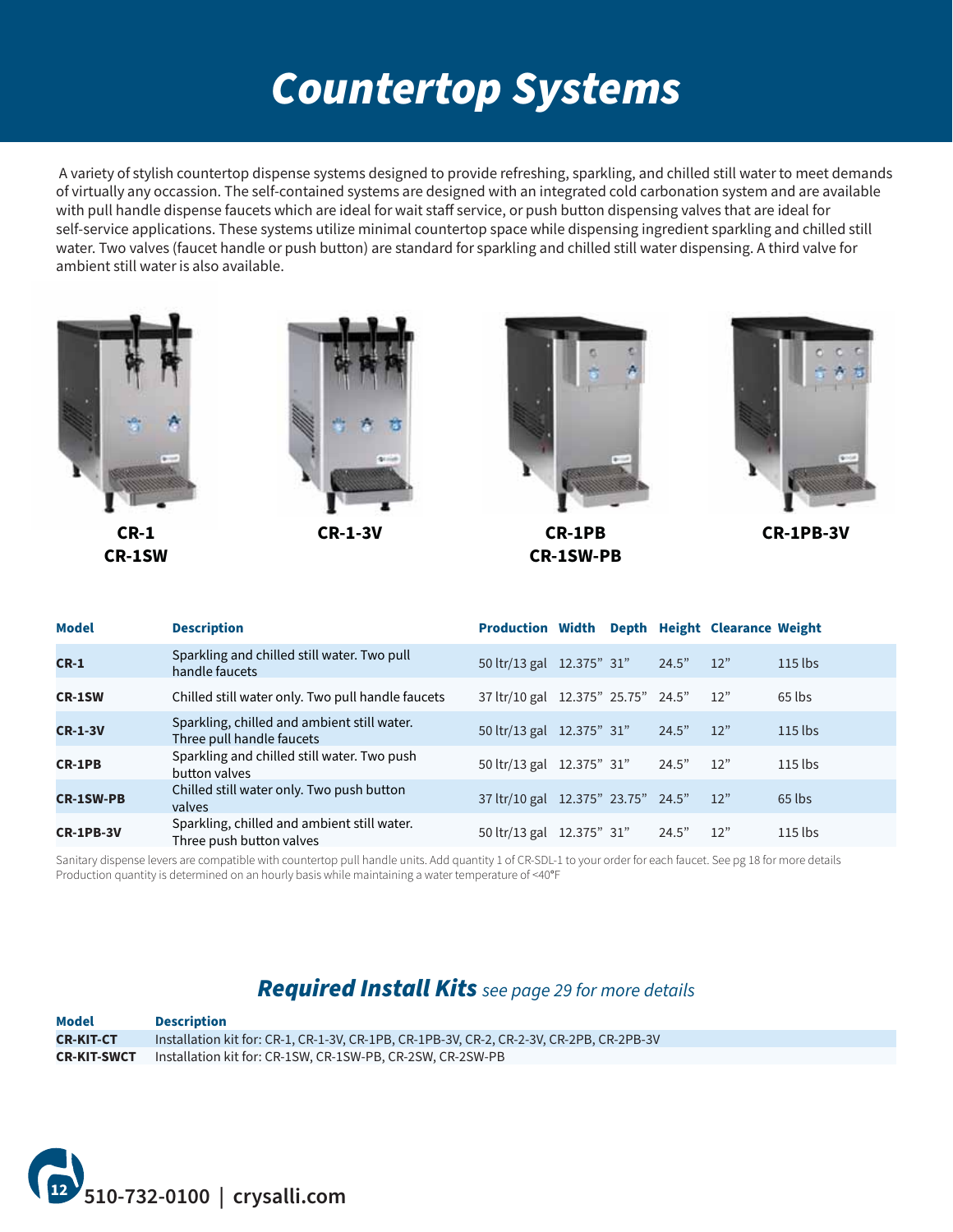# Countertop Systems

A variety of stylish countertop dispense systems designed to provide refreshing, sparkling, and chilled still water to meet demands of virtually any occassion. The self-contained systems are designed with an integrated cold carbonation system and are available with pull handle dispense faucets which are ideal for wait staff service, or push button dispensing valves that are ideal for self-service applications. These systems utilize minimal countertop space while dispensing ingredient sparkling and chilled still water. Two valves (faucet handle or push button) are standard for sparkling and chilled still water dispensing. A third valve for ambient still water is also available.

**CR-1**
**CR-1SW**

**CR-1-3V**

**CR-1PB**
**CR-1SW-PB**

**CR-1PB-3V**

| Model | Description | Production | Width | Depth | Height | Clearance | Weight |
|---|---|---|---|---|---|---|---|
| **CR-1** | Sparkling and chilled still water. Two pull handle faucets | 50 ltr/13 gal | 12.375" | 31" | 24.5" | 12" | 115 lbs |
| **CR-1SW** | Chilled still water only. Two pull handle faucets | 37 ltr/10 gal | 12.375" | 25.75" | 24.5" | 12" | 65 lbs |
| **CR-1-3V** | Sparkling, chilled and ambient still water. Three pull handle faucets | 50 ltr/13 gal | 12.375" | 31" | 24.5" | 12" | 115 lbs |
| **CR-1PB** | Sparkling and chilled still water. Two push button valves | 50 ltr/13 gal | 12.375" | 31" | 24.5" | 12" | 115 lbs |
| **CR-1SW-PB** | Chilled still water only. Two push button valves | 37 ltr/10 gal | 12.375" | 23.75" | 24.5" | 12" | 65 lbs |
| **CR-1PB-3V** | Sparkling, chilled and ambient still water. Three push button valves | 50 ltr/13 gal | 12.375" | 31" | 24.5" | 12" | 115 lbs |

Sanitary dispense levers are compatible with countertop pull handle units. Add quantity 1 of CR-SDL-1 to your order for each faucet. See pg 18 for more details
Production quantity is determined on an hourly basis while maintaining a water temperature of <40°F

## *Required Install Kits* *see page 29 for more details*

| Model | Description |
|---|---|
| **CR-KIT-CT** | Installation kit for: CR-1, CR-1-3V, CR-1PB, CR-1PB-3V, CR-2, CR-2-3V, CR-2PB, CR-2PB-3V |
| **CR-KIT-SWCT** | Installation kit for: CR-1SW, CR-1SW-PB, CR-2SW, CR-2SW-PB |

510-732-0100 | crysalli.com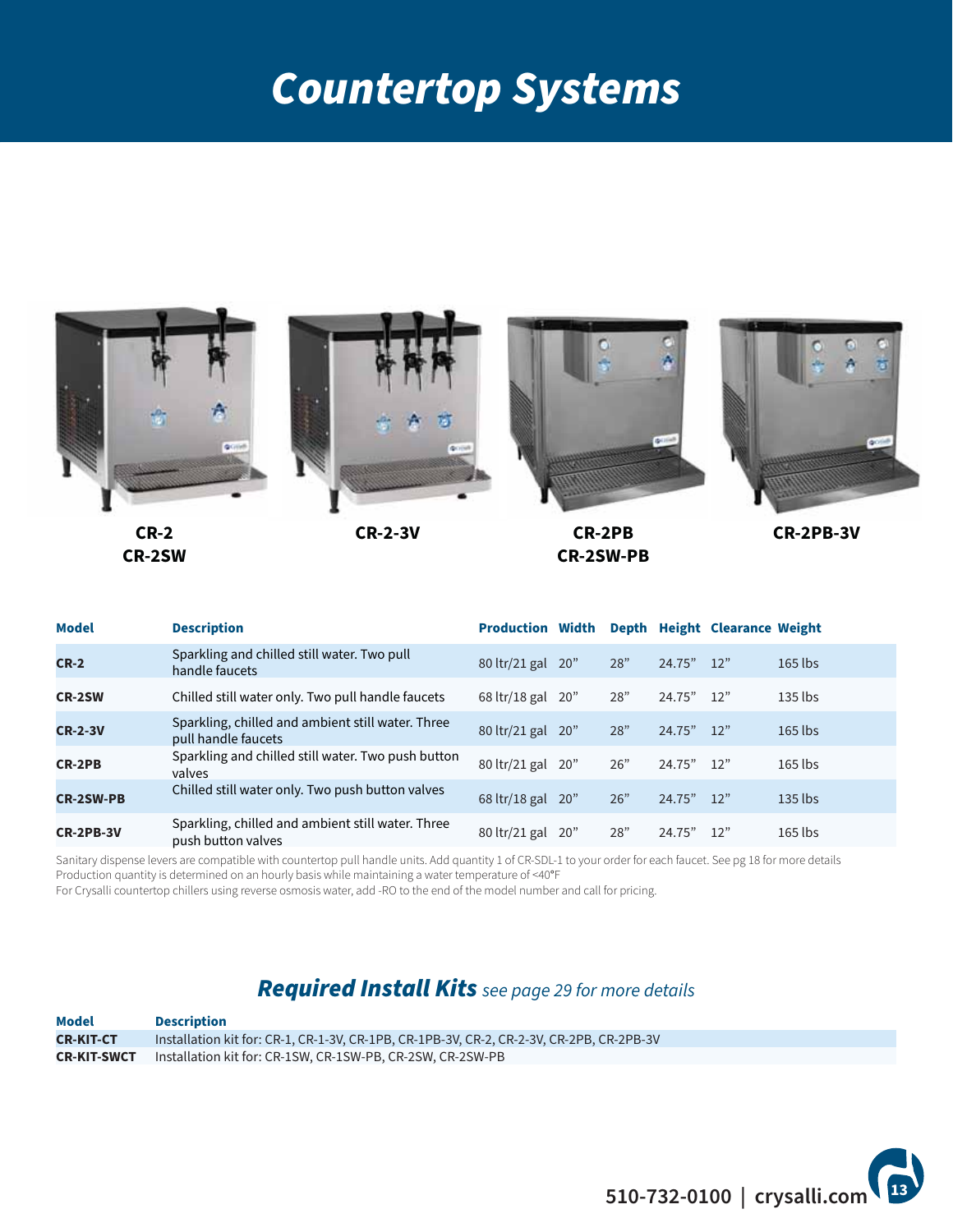# Countertop Systems

**CR-2**
**CR-2SW**

**CR-2-3V**

**CR-2PB**
**CR-2SW-PB**

**CR-2PB-3V**

| Model | Description | Production | Width | Depth | Height | Clearance | Weight |
|---|---|---|---|---|---|---|---|
| **CR-2** | Sparkling and chilled still water. Two pull handle faucets | 80 ltr/21 gal | 20" | 28" | 24.75" | 12" | 165 lbs |
| **CR-2SW** | Chilled still water only. Two pull handle faucets | 68 ltr/18 gal | 20" | 28" | 24.75" | 12" | 135 lbs |
| **CR-2-3V** | Sparkling, chilled and ambient still water. Three pull handle faucets | 80 ltr/21 gal | 20" | 28" | 24.75" | 12" | 165 lbs |
| **CR-2PB** | Sparkling and chilled still water. Two push button valves | 80 ltr/21 gal | 20" | 26" | 24.75" | 12" | 165 lbs |
| **CR-2SW-PB** | Chilled still water only. Two push button valves | 68 ltr/18 gal | 20" | 26" | 24.75" | 12" | 135 lbs |
| **CR-2PB-3V** | Sparkling, chilled and ambient still water. Three push button valves | 80 ltr/21 gal | 20" | 28" | 24.75" | 12" | 165 lbs |

Sanitary dispense levers are compatible with countertop pull handle units. Add quantity 1 of CR-SDL-1 to your order for each faucet. See pg 18 for more details
Production quantity is determined on an hourly basis while maintaining a water temperature of <40°F
For Crysalli countertop chillers using reverse osmosis water, add -RO to the end of the model number and call for pricing.

## *Required Install Kits* *see page 29 for more details*

| Model | Description |
|---|---|
| **CR-KIT-CT** | Installation kit for: CR-1, CR-1-3V, CR-1PB, CR-1PB-3V, CR-2, CR-2-3V, CR-2PB, CR-2PB-3V |
| **CR-KIT-SWCT** | Installation kit for: CR-1SW, CR-1SW-PB, CR-2SW, CR-2SW-PB |

510-732-0100 | crysalli.com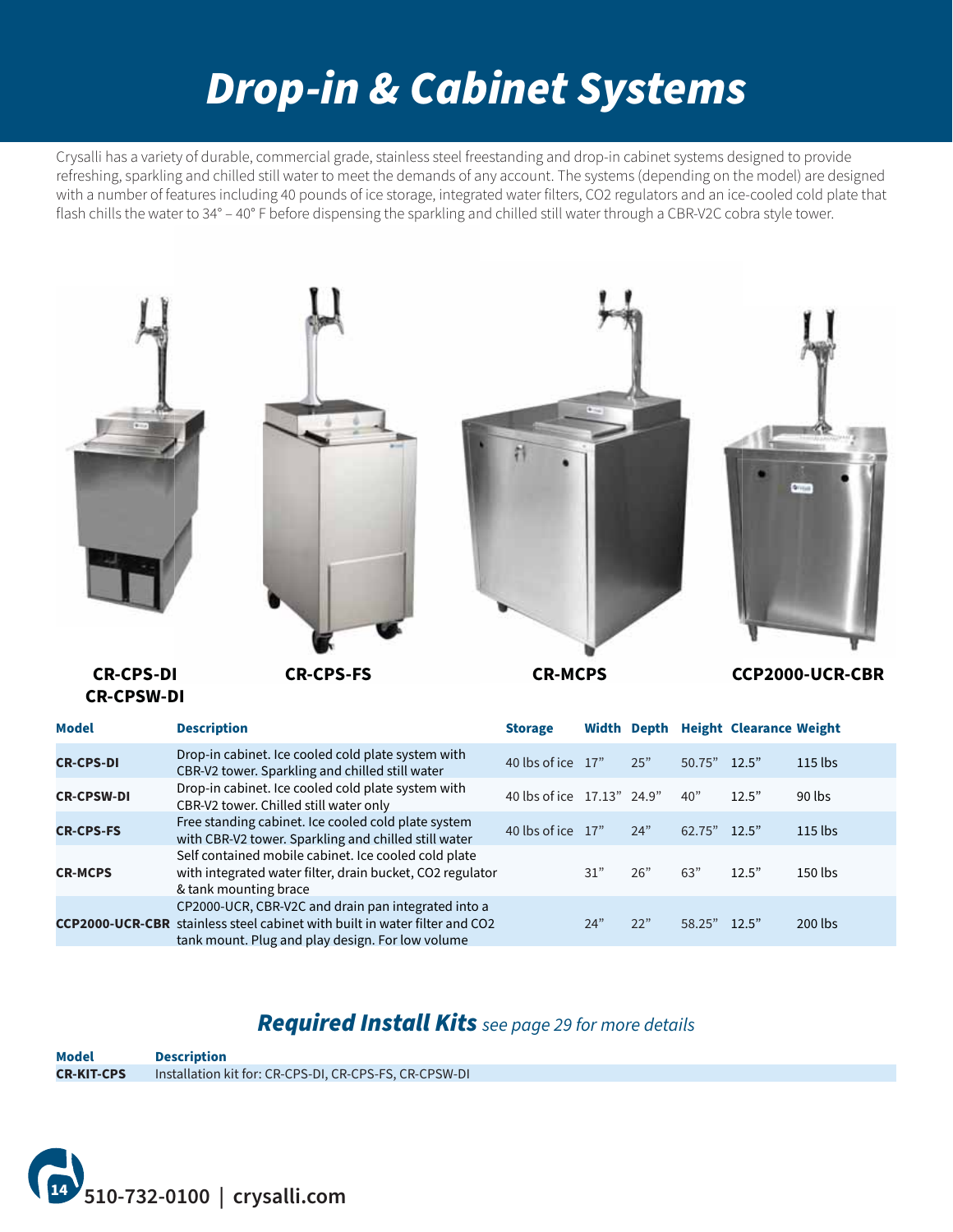# *Drop-in & Cabinet Systems*

Crysalli has a variety of durable, commercial grade, stainless steel freestanding and drop-in cabinet systems designed to provide refreshing, sparkling and chilled still water to meet the demands of any account. The systems (depending on the model) are designed with a number of features including 40 pounds of ice storage, integrated water filters, CO2 regulators and an ice-cooled cold plate that flash chills the water to 34° – 40° F before dispensing the sparkling and chilled still water through a CBR-V2C cobra style tower.

**CR-CPS-DI**
**CR-CPSW-DI**

**CR-CPS-FS**

**CR-MCPS**

**CCP2000-UCR-CBR**

| Model | Description | Storage | Width | Depth | Height | Clearance | Weight |
|---|---|---|---|---|---|---|---|
| **CR-CPS-DI** | Drop-in cabinet. Ice cooled cold plate system with CBR-V2 tower. Sparkling and chilled still water | 40 lbs of ice | 17" | 25" | 50.75" | 12.5" | 115 lbs |
| **CR-CPSW-DI** | Drop-in cabinet. Ice cooled cold plate system with CBR-V2 tower. Chilled still water only | 40 lbs of ice | 17.13" | 24.9" | 40" | 12.5" | 90 lbs |
| **CR-CPS-FS** | Free standing cabinet. Ice cooled cold plate system with CBR-V2 tower. Sparkling and chilled still water | 40 lbs of ice | 17" | 24" | 62.75" | 12.5" | 115 lbs |
| **CR-MCPS** | Self contained mobile cabinet. Ice cooled cold plate with integrated water filter, drain bucket, CO2 regulator & tank mounting brace | | 31" | 26" | 63" | 12.5" | 150 lbs |
| **CCP2000-UCR-CBR** | CP2000-UCR, CBR-V2C and drain pan integrated into a stainless steel cabinet with built in water filter and CO2 tank mount. Plug and play design. For low volume | | 24" | 22" | 58.25" | 12.5" | 200 lbs |

## ***Required Install Kits*** *see page 29 for more details*

| Model | Description |
|---|---|
| **CR-KIT-CPS** | Installation kit for: CR-CPS-DI, CR-CPS-FS, CR-CPSW-DI |

**510-732-0100 | crysalli.com**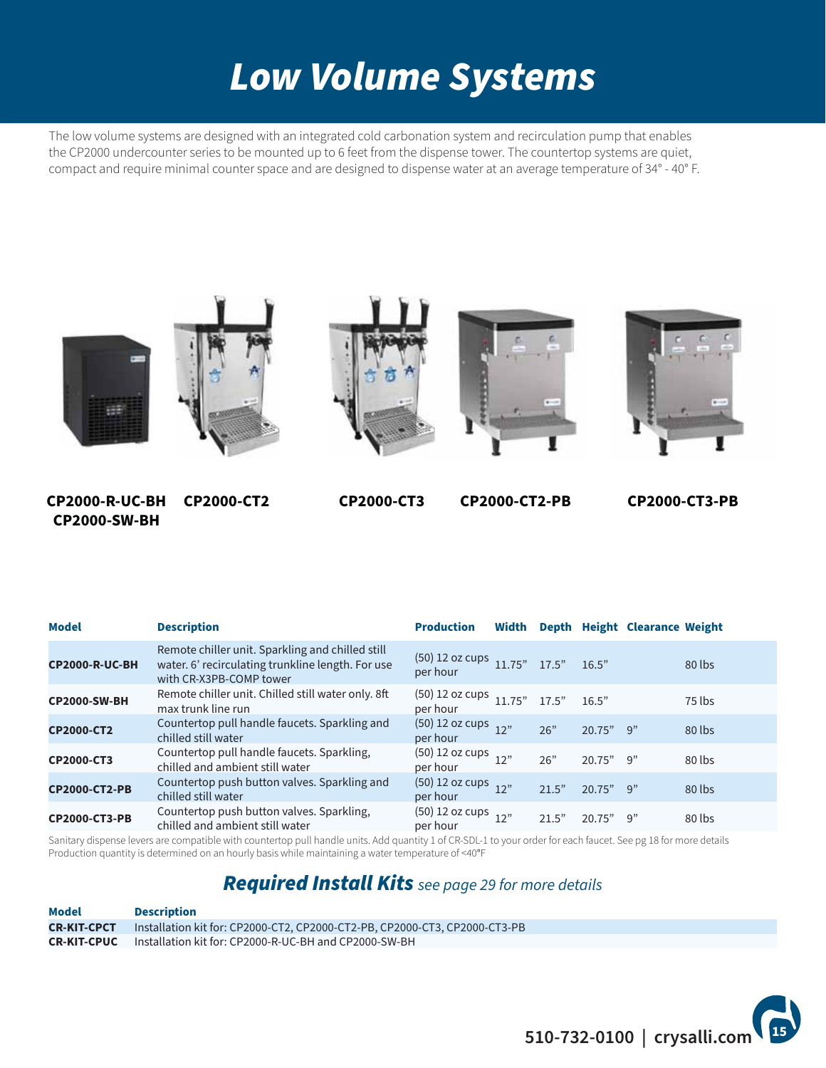# Low Volume Systems

The low volume systems are designed with an integrated cold carbonation system and recirculation pump that enables the CP2000 undercounter series to be mounted up to 6 feet from the dispense tower. The countertop systems are quiet, compact and require minimal counter space and are designed to dispense water at an average temperature of 34° - 40° F.

**CP2000-R-UC-BH**
**CP2000-SW-BH** **CP2000-CT2** **CP2000-CT3** **CP2000-CT2-PB** **CP2000-CT3-PB**

| Model | Description | Production | Width | Depth | Height | Clearance | Weight |
|---|---|---|---|---|---|---|---|
| **CP2000-R-UC-BH** | Remote chiller unit. Sparkling and chilled still water. 6' recirculating trunkline length. For use with CR-X3PB-COMP tower | (50) 12 oz cups per hour | 11.75" | 17.5" | 16.5" | | 80 lbs |
| **CP2000-SW-BH** | Remote chiller unit. Chilled still water only. 8ft max trunk line run | (50) 12 oz cups per hour | 11.75" | 17.5" | 16.5" | | 75 lbs |
| **CP2000-CT2** | Countertop pull handle faucets. Sparkling and chilled still water | (50) 12 oz cups per hour | 12" | 26" | 20.75" | 9" | 80 lbs |
| **CP2000-CT3** | Countertop pull handle faucets. Sparkling, chilled and ambient still water | (50) 12 oz cups per hour | 12" | 26" | 20.75" | 9" | 80 lbs |
| **CP2000-CT2-PB** | Countertop push button valves. Sparkling and chilled still water | (50) 12 oz cups per hour | 12" | 21.5" | 20.75" | 9" | 80 lbs |
| **CP2000-CT3-PB** | Countertop push button valves. Sparkling, chilled and ambient still water | (50) 12 oz cups per hour | 12" | 21.5" | 20.75" | 9" | 80 lbs |

Sanitary dispense levers are compatible with countertop pull handle units. Add quantity 1 of CR-SDL-1 to your order for each faucet. See pg 18 for more details
Production quantity is determined on an hourly basis while maintaining a water temperature of <40°F

## *Required Install Kits* *see page 29 for more details*

| Model | Description |
|---|---|
| **CR-KIT-CPCT** | Installation kit for: CP2000-CT2, CP2000-CT2-PB, CP2000-CT3, CP2000-CT3-PB |
| **CR-KIT-CPUC** | Installation kit for: CP2000-R-UC-BH and CP2000-SW-BH |

510-732-0100 | crysalli.com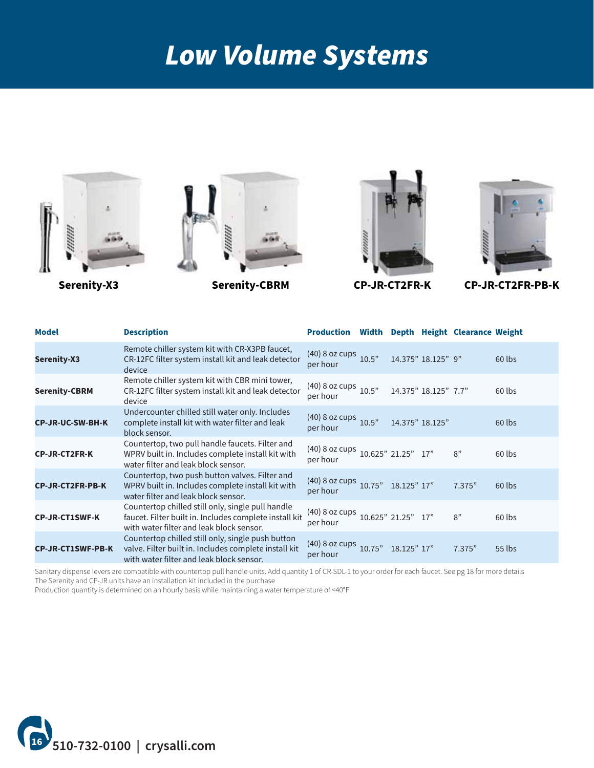# Low Volume Systems

Serenity-X3 | Serenity-CBRM | CP-JR-CT2FR-K | CP-JR-CT2FR-PB-K

| Model | Description | Production | Width | Depth | Height | Clearance | Weight |
|---|---|---|---|---|---|---|---|
| **Serenity-X3** | Remote chiller system kit with CR-X3PB faucet, CR-12FC filter system install kit and leak detector device | (40) 8 oz cups per hour | 10.5” | 14.375” | 18.125” | 9” | 60 lbs |
| **Serenity-CBRM** | Remote chiller system kit with CBR mini tower, CR-12FC filter system install kit and leak detector device | (40) 8 oz cups per hour | 10.5” | 14.375” | 18.125” | 7.7” | 60 lbs |
| **CP-JR-UC-SW-BH-K** | Undercounter chilled still water only. Includes complete install kit with water filter and leak block sensor. | (40) 8 oz cups per hour | 10.5” | 14.375” | 18.125” | | 60 lbs |
| **CP-JR-CT2FR-K** | Countertop, two pull handle faucets. Filter and WPRV built in. Includes complete install kit with water filter and leak block sensor. | (40) 8 oz cups per hour | 10.625” | 21.25” | 17” | 8” | 60 lbs |
| **CP-JR-CT2FR-PB-K** | Countertop, two push button valves. Filter and WPRV built in. Includes complete install kit with water filter and leak block sensor. | (40) 8 oz cups per hour | 10.75” | 18.125” | 17” | 7.375” | 60 lbs |
| **CP-JR-CT1SWF-K** | Countertop chilled still only, single pull handle faucet. Filter built in. Includes complete install kit with water filter and leak block sensor. | (40) 8 oz cups per hour | 10.625” | 21.25” | 17” | 8” | 60 lbs |
| **CP-JR-CT1SWF-PB-K** | Countertop chilled still only, single push button valve. Filter built in. Includes complete install kit with water filter and leak block sensor. | (40) 8 oz cups per hour | 10.75” | 18.125” | 17” | 7.375” | 55 lbs |

Sanitary dispense levers are compatible with countertop pull handle units. Add quantity 1 of CR-SDL-1 to your order for each faucet. See pg 18 for more details
The Serenity and CP-JR units have an installation kit included in the purchase
Production quantity is determined on an hourly basis while maintaining a water temperature of <40°F

510-732-0100 | crysalli.com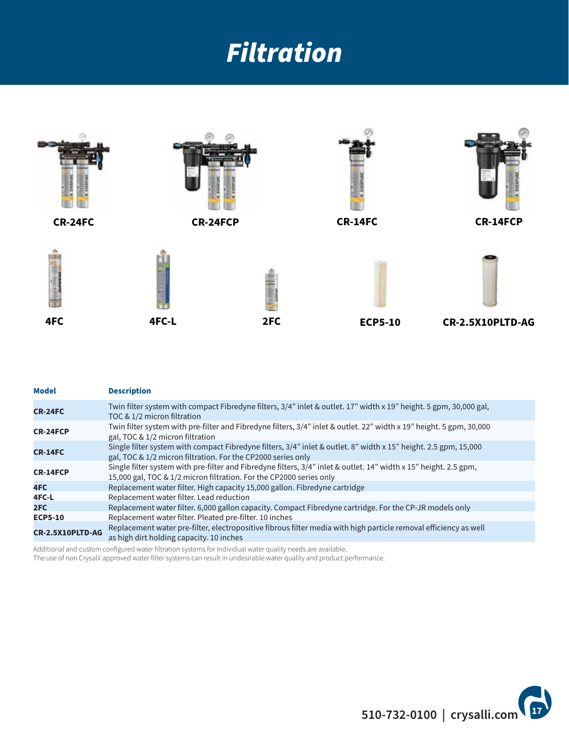# *Filtration*

CR-24FC

CR-24FCP

CR-14FC

CR-14FCP

4FC

4FC-L

2FC

ECP5-10

CR-2.5X10PLTD-AG

| Model | Description |
|---|---|
| **CR-24FC** | Twin filter system with compact Fibredyne filters, 3/4" inlet & outlet. 17" width x 19" height. 5 gpm, 30,000 gal, TOC & 1/2 micron filtration |
| **CR-24FCP** | Twin filter system with pre-filter and Fibredyne filters, 3/4" inlet & outlet. 22" width x 19" height. 5 gpm, 30,000 gal, TOC & 1/2 micron filtration |
| **CR-14FC** | Single filter system with compact Fibredyne filters, 3/4" inlet & outlet. 8" width x 15" height. 2.5 gpm, 15,000 gal, TOC & 1/2 micron filtration. For the CP2000 series only |
| **CR-14FCP** | Single filter system with pre-filter and Fibredyne filters, 3/4" inlet & outlet. 14" width x 15" height. 2.5 gpm, 15,000 gal, TOC & 1/2 micron filtration. For the CP2000 series only |
| **4FC** | Replacement water filter. High capacity 15,000 gallon. Fibredyne cartridge |
| **4FC-L** | Replacement water filter. Lead reduction |
| **2FC** | Replacement water filter. 6,000 gallon capacity. Compact Fibredyne cartridge. For the CP-JR models only |
| **ECP5-10** | Replacement water filter. Pleated pre-filter. 10 inches |
| **CR-2.5X10PLTD-AG** | Replacement water pre-filter, electropositive fibrous filter media with high particle removal efficiency as well as high dirt holding capacity. 10 inches |

Additional and custom configured water filtration systems for individual water quality needs are available.
The use of non Crysalli approved water filter systems can result in undesirable water quality and product performance.

510-732-0100 | crysalli.com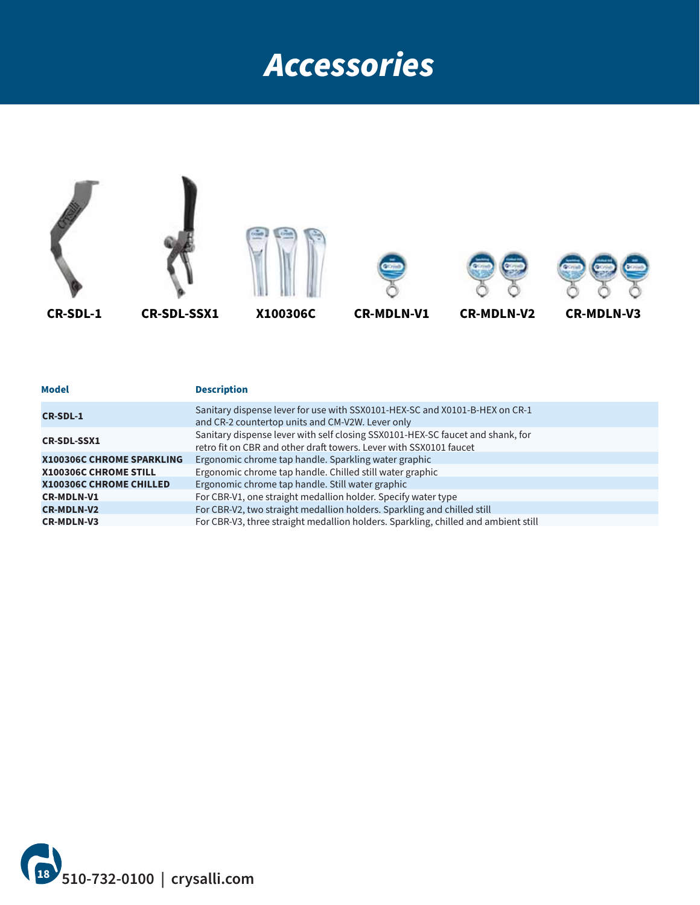# Accessories

CR-SDL-1 | CR-SDL-SSX1 | X100306C | CR-MDLN-V1 | CR-MDLN-V2 | CR-MDLN-V3

| Model | Description |
|---|---|
| **CR-SDL-1** | Sanitary dispense lever for use with SSX0101-HEX-SC and X0101-B-HEX on CR-1 and CR-2 countertop units and CM-V2W. Lever only |
| **CR-SDL-SSX1** | Sanitary dispense lever with self closing SSX0101-HEX-SC faucet and shank, for retro fit on CBR and other draft towers. Lever with SSX0101 faucet |
| **X100306C CHROME SPARKLING** | Ergonomic chrome tap handle. Sparkling water graphic |
| **X100306C CHROME STILL** | Ergonomic chrome tap handle. Chilled still water graphic |
| **X100306C CHROME CHILLED** | Ergonomic chrome tap handle. Still water graphic |
| **CR-MDLN-V1** | For CBR-V1, one straight medallion holder. Specify water type |
| **CR-MDLN-V2** | For CBR-V2, two straight medallion holders. Sparkling and chilled still |
| **CR-MDLN-V3** | For CBR-V3, three straight medallion holders. Sparkling, chilled and ambient still |

510-732-0100 | crysalli.com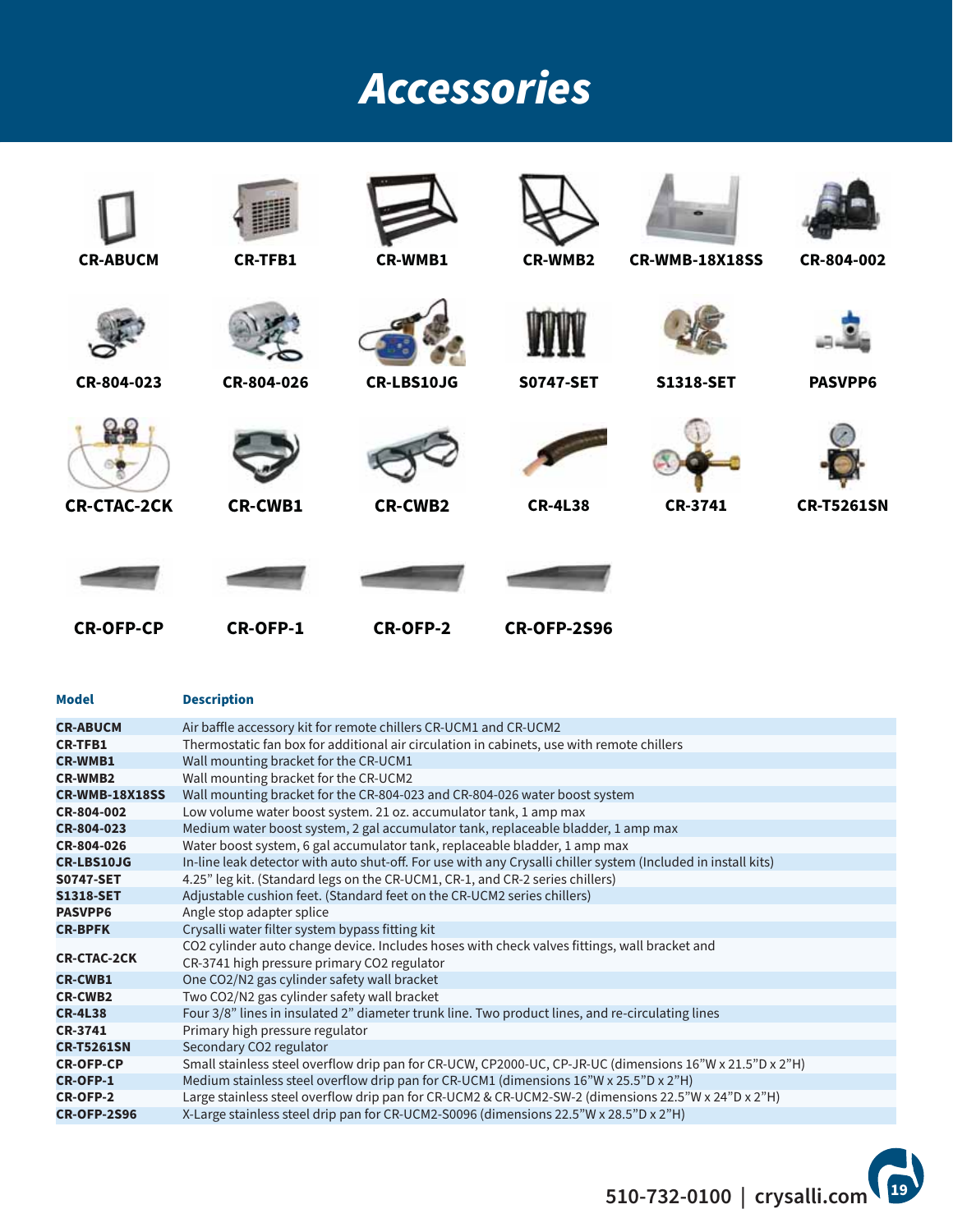# Accessories

CR-ABUCM CR-TFB1 CR-WMB1 CR-WMB2 CR-WMB-18X18SS CR-804-002

CR-804-023 CR-804-026 CR-LBS10JG S0747-SET S1318-SET PASVPP6

CR-CTAC-2CK CR-CWB1 CR-CWB2 CR-4L38 CR-3741 CR-T5261SN

CR-OFP-CP CR-OFP-1 CR-OFP-2 CR-OFP-2S96

| Model | Description |
|---|---|
| **CR-ABUCM** | Air baffle accessory kit for remote chillers CR-UCM1 and CR-UCM2 |
| **CR-TFB1** | Thermostatic fan box for additional air circulation in cabinets, use with remote chillers |
| **CR-WMB1** | Wall mounting bracket for the CR-UCM1 |
| **CR-WMB2** | Wall mounting bracket for the CR-UCM2 |
| **CR-WMB-18X18SS** | Wall mounting bracket for the CR-804-023 and CR-804-026 water boost system |
| **CR-804-002** | Low volume water boost system. 21 oz. accumulator tank, 1 amp max |
| **CR-804-023** | Medium water boost system, 2 gal accumulator tank, replaceable bladder, 1 amp max |
| **CR-804-026** | Water boost system, 6 gal accumulator tank, replaceable bladder, 1 amp max |
| **CR-LBS10JG** | In-line leak detector with auto shut-off. For use with any Crysalli chiller system (Included in install kits) |
| **S0747-SET** | 4.25" leg kit. (Standard legs on the CR-UCM1, CR-1, and CR-2 series chillers) |
| **S1318-SET** | Adjustable cushion feet. (Standard feet on the CR-UCM2 series chillers) |
| **PASVPP6** | Angle stop adapter splice |
| **CR-BPFK** | Crysalli water filter system bypass fitting kit |
| **CR-CTAC-2CK** | CO2 cylinder auto change device. Includes hoses with check valves fittings, wall bracket and CR-3741 high pressure primary CO2 regulator |
| **CR-CWB1** | One CO2/N2 gas cylinder safety wall bracket |
| **CR-CWB2** | Two CO2/N2 gas cylinder safety wall bracket |
| **CR-4L38** | Four 3/8" lines in insulated 2" diameter trunk line. Two product lines, and re-circulating lines |
| **CR-3741** | Primary high pressure regulator |
| **CR-T5261SN** | Secondary CO2 regulator |
| **CR-OFP-CP** | Small stainless steel overflow drip pan for CR-UCW, CP2000-UC, CP-JR-UC (dimensions 16"W x 21.5"D x 2"H) |
| **CR-OFP-1** | Medium stainless steel overflow drip pan for CR-UCM1 (dimensions 16"W x 25.5"D x 2"H) |
| **CR-OFP-2** | Large stainless steel overflow drip pan for CR-UCM2 & CR-UCM2-SW-2 (dimensions 22.5"W x 24"D x 2"H) |
| **CR-OFP-2S96** | X-Large stainless steel drip pan for CR-UCM2-S0096 (dimensions 22.5"W x 28.5"D x 2"H) |

510-732-0100 | crysalli.com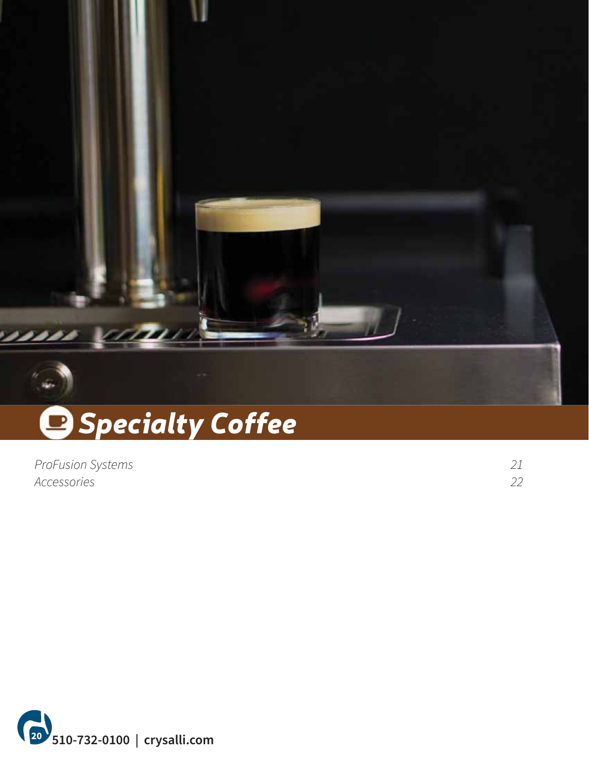# Specialty Coffee

| | |
|---|---|
| *ProFusion Systems* | *21* |
| *Accessories* | *22* |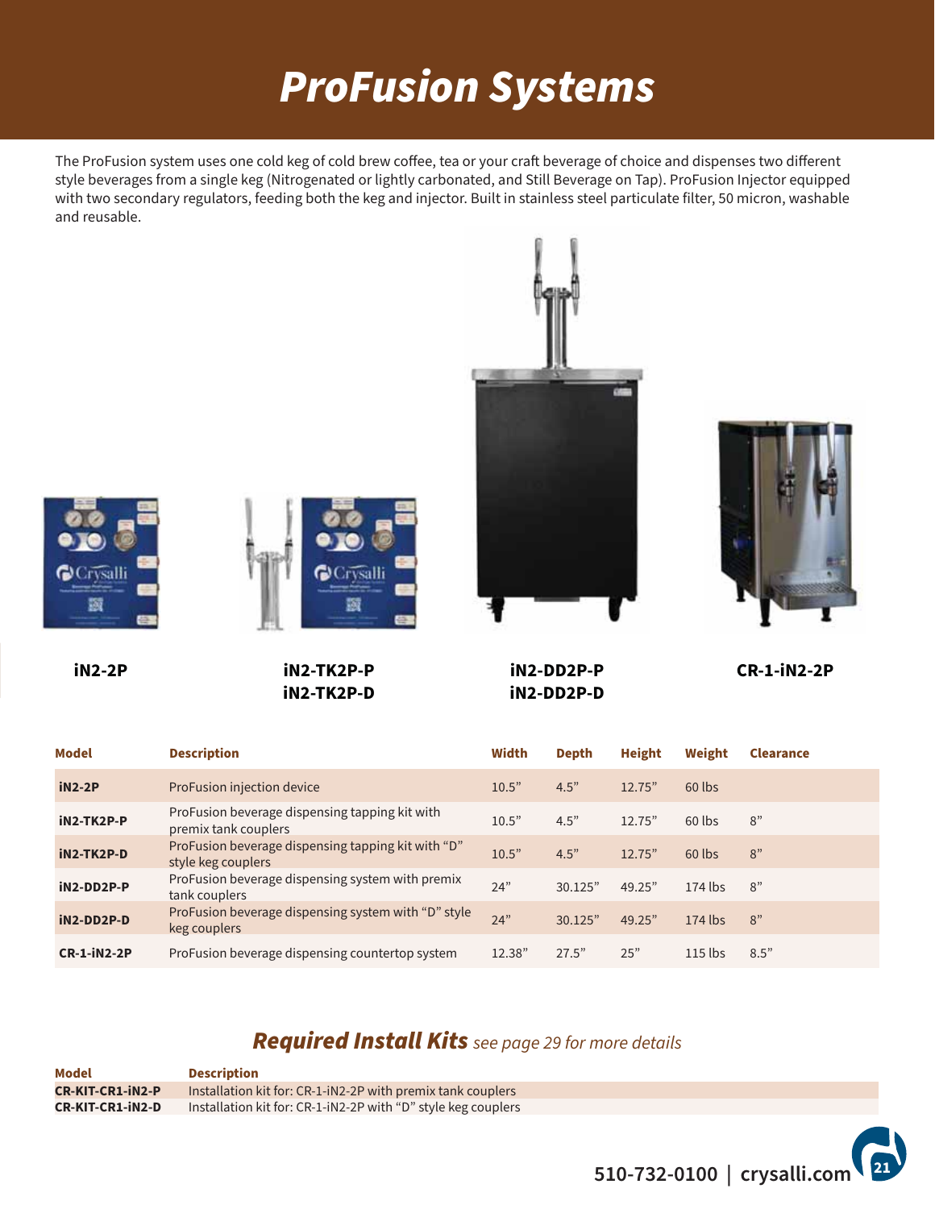# ProFusion Systems

The ProFusion system uses one cold keg of cold brew coffee, tea or your craft beverage of choice and dispenses two different style beverages from a single keg (Nitrogenated or lightly carbonated, and Still Beverage on Tap). ProFusion Injector equipped with two secondary regulators, feeding both the keg and injector. Built in stainless steel particulate filter, 50 micron, washable and reusable.

**iN2-2P**

**iN2-TK2P-P**
**iN2-TK2P-D**

**iN2-DD2P-P**
**iN2-DD2P-D**

**CR-1-iN2-2P**

| Model | Description | Width | Depth | Height | Weight | Clearance |
|---|---|---|---|---|---|---|
| **iN2-2P** | ProFusion injection device | 10.5” | 4.5” | 12.75” | 60 lbs | |
| **iN2-TK2P-P** | ProFusion beverage dispensing tapping kit with premix tank couplers | 10.5” | 4.5” | 12.75” | 60 lbs | 8” |
| **iN2-TK2P-D** | ProFusion beverage dispensing tapping kit with “D” style keg couplers | 10.5” | 4.5” | 12.75” | 60 lbs | 8” |
| **iN2-DD2P-P** | ProFusion beverage dispensing system with premix tank couplers | 24” | 30.125” | 49.25” | 174 lbs | 8” |
| **iN2-DD2P-D** | ProFusion beverage dispensing system with “D” style keg couplers | 24” | 30.125” | 49.25” | 174 lbs | 8” |
| **CR-1-iN2-2P** | ProFusion beverage dispensing countertop system | 12.38” | 27.5” | 25” | 115 lbs | 8.5” |

## *Required Install Kits* *see page 29 for more details*

| Model | Description |
|---|---|
| **CR-KIT-CR1-iN2-P** | Installation kit for: CR-1-iN2-2P with premix tank couplers |
| **CR-KIT-CR1-iN2-D** | Installation kit for: CR-1-iN2-2P with “D” style keg couplers |

510-732-0100 | crysalli.com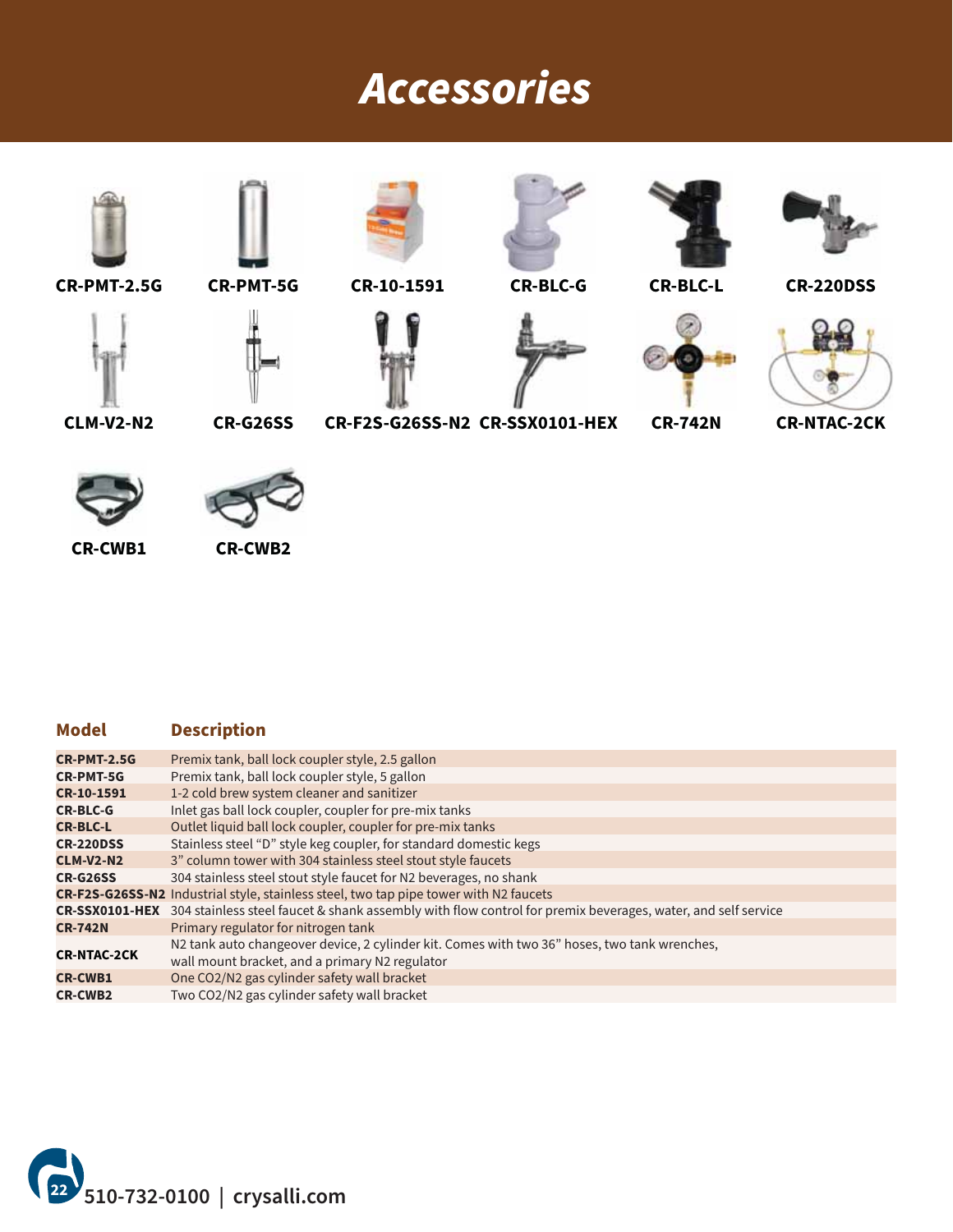# Accessories

CR-PMT-2.5G CR-PMT-5G CR-10-1591 CR-BLC-G CR-BLC-L CR-220DSS

CLM-V2-N2 CR-G26SS CR-F2S-G26SS-N2 CR-SSX0101-HEX CR-742N CR-NTAC-2CK

CR-CWB1 CR-CWB2

| Model | Description |
|---|---|
| CR-PMT-2.5G | Premix tank, ball lock coupler style, 2.5 gallon |
| CR-PMT-5G | Premix tank, ball lock coupler style, 5 gallon |
| CR-10-1591 | 1-2 cold brew system cleaner and sanitizer |
| CR-BLC-G | Inlet gas ball lock coupler, coupler for pre-mix tanks |
| CR-BLC-L | Outlet liquid ball lock coupler, coupler for pre-mix tanks |
| CR-220DSS | Stainless steel "D" style keg coupler, for standard domestic kegs |
| CLM-V2-N2 | 3" column tower with 304 stainless steel stout style faucets |
| CR-G26SS | 304 stainless steel stout style faucet for N2 beverages, no shank |
| CR-F2S-G26SS-N2 | Industrial style, stainless steel, two tap pipe tower with N2 faucets |
| CR-SSX0101-HEX | 304 stainless steel faucet & shank assembly with flow control for premix beverages, water, and self service |
| CR-742N | Primary regulator for nitrogen tank |
| CR-NTAC-2CK | N2 tank auto changeover device, 2 cylinder kit. Comes with two 36" hoses, two tank wrenches, wall mount bracket, and a primary N2 regulator |
| CR-CWB1 | One CO2/N2 gas cylinder safety wall bracket |
| CR-CWB2 | Two CO2/N2 gas cylinder safety wall bracket |

510-732-0100 | crysalli.com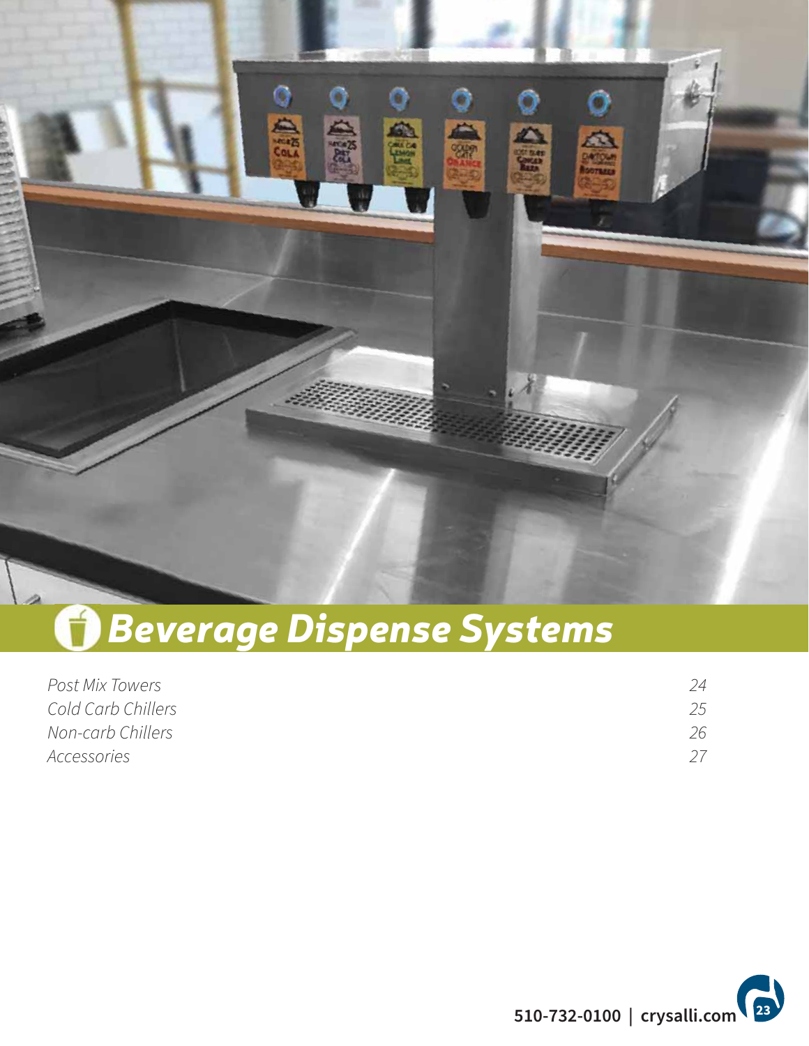# *Beverage Dispense Systems*

| | |
|---|---|
| *Post Mix Towers* | *24* |
| *Cold Carb Chillers* | *25* |
| *Non-carb Chillers* | *26* |
| *Accessories* | *27* |

**510-732-0100 | crysalli.com**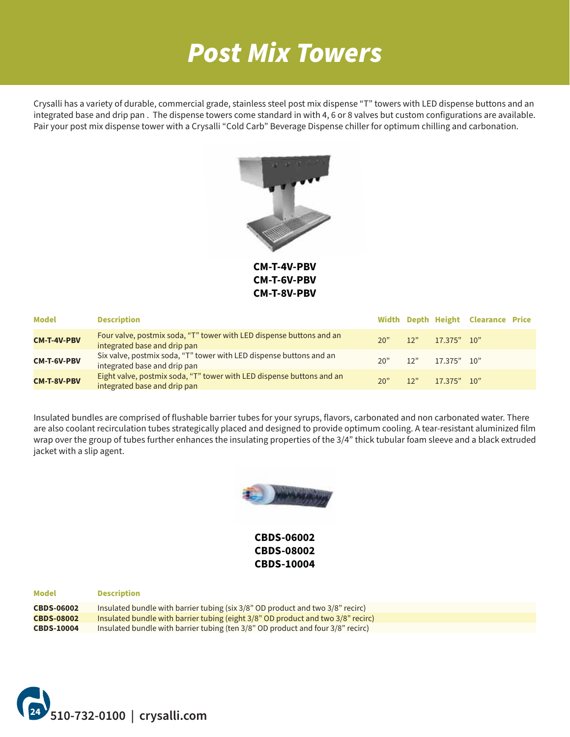# Post Mix Towers

Crysalli has a variety of durable, commercial grade, stainless steel post mix dispense "T" towers with LED dispense buttons and an integrated base and drip pan . The dispense towers come standard in with 4, 6 or 8 valves but custom configurations are available. Pair your post mix dispense tower with a Crysalli "Cold Carb" Beverage Dispense chiller for optimum chilling and carbonation.

**CM-T-4V-PBV**
**CM-T-6V-PBV**
**CM-T-8V-PBV**

| Model | Description | Width | Depth | Height | Clearance | Price |
|---|---|---|---|---|---|---|
| **CM-T-4V-PBV** | Four valve, postmix soda, "T" tower with LED dispense buttons and an integrated base and drip pan | 20" | 12" | 17.375" | 10" | |
| **CM-T-6V-PBV** | Six valve, postmix soda, "T" tower with LED dispense buttons and an integrated base and drip pan | 20" | 12" | 17.375" | 10" | |
| **CM-T-8V-PBV** | Eight valve, postmix soda, "T" tower with LED dispense buttons and an integrated base and drip pan | 20" | 12" | 17.375" | 10" | |

Insulated bundles are comprised of flushable barrier tubes for your syrups, flavors, carbonated and non carbonated water. There are also coolant recirculation tubes strategically placed and designed to provide optimum cooling. A tear-resistant aluminized film wrap over the group of tubes further enhances the insulating properties of the 3/4" thick tubular foam sleeve and a black extruded jacket with a slip agent.

**CBDS-06002**
**CBDS-08002**
**CBDS-10004**

| Model | Description |
|---|---|
| **CBDS-06002** | Insulated bundle with barrier tubing (six 3/8" OD product and two 3/8" recirc) |
| **CBDS-08002** | Insulated bundle with barrier tubing (eight 3/8" OD product and two 3/8" recirc) |
| **CBDS-10004** | Insulated bundle with barrier tubing (ten 3/8" OD product and four 3/8" recirc) |

**510-732-0100 | crysalli.com**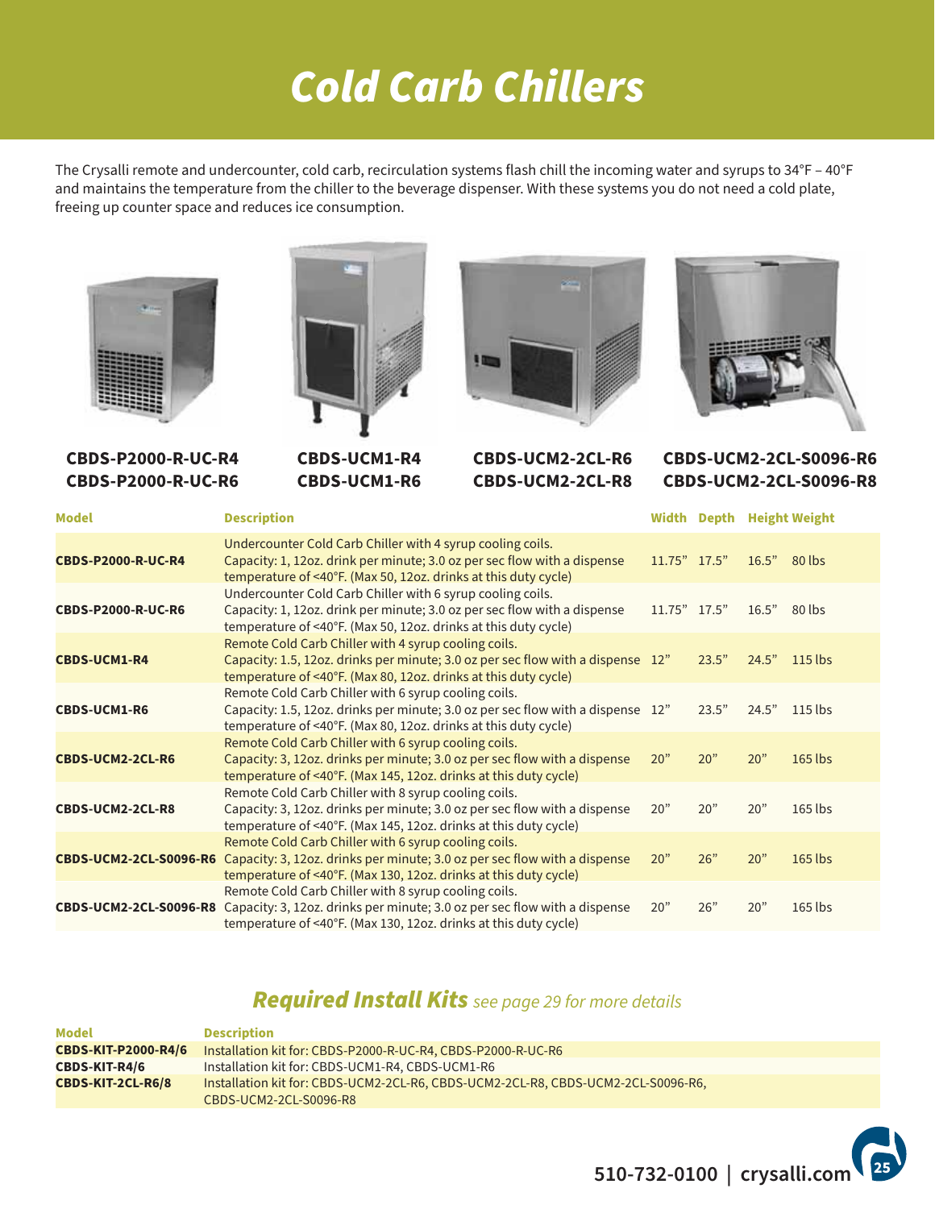# Cold Carb Chillers

The Crysalli remote and undercounter, cold carb, recirculation systems flash chill the incoming water and syrups to 34°F – 40°F and maintains the temperature from the chiller to the beverage dispenser. With these systems you do not need a cold plate, freeing up counter space and reduces ice consumption.

**CBDS-P2000-R-UC-R4**
**CBDS-P2000-R-UC-R6**

**CBDS-UCM1-R4**
**CBDS-UCM1-R6**

**CBDS-UCM2-2CL-R6**
**CBDS-UCM2-2CL-R8**

**CBDS-UCM2-2CL-S0096-R6**
**CBDS-UCM2-2CL-S0096-R8**

| Model | Description | Width | Depth | Height | Weight |
|---|---|---|---|---|---|
| **CBDS-P2000-R-UC-R4** | Undercounter Cold Carb Chiller with 4 syrup cooling coils. Capacity: 1, 12oz. drink per minute; 3.0 oz per sec flow with a dispense temperature of <40°F. (Max 50, 12oz. drinks at this duty cycle) | 11.75" | 17.5" | 16.5" | 80 lbs |
| **CBDS-P2000-R-UC-R6** | Undercounter Cold Carb Chiller with 6 syrup cooling coils. Capacity: 1, 12oz. drink per minute; 3.0 oz per sec flow with a dispense temperature of <40°F. (Max 50, 12oz. drinks at this duty cycle) | 11.75" | 17.5" | 16.5" | 80 lbs |
| **CBDS-UCM1-R4** | Remote Cold Carb Chiller with 4 syrup cooling coils. Capacity: 1.5, 12oz. drinks per minute; 3.0 oz per sec flow with a dispense temperature of <40°F. (Max 80, 12oz. drinks at this duty cycle) | 12" | 23.5" | 24.5" | 115 lbs |
| **CBDS-UCM1-R6** | Remote Cold Carb Chiller with 6 syrup cooling coils. Capacity: 1.5, 12oz. drinks per minute; 3.0 oz per sec flow with a dispense temperature of <40°F. (Max 80, 12oz. drinks at this duty cycle) | 12" | 23.5" | 24.5" | 115 lbs |
| **CBDS-UCM2-2CL-R6** | Remote Cold Carb Chiller with 6 syrup cooling coils. Capacity: 3, 12oz. drinks per minute; 3.0 oz per sec flow with a dispense temperature of <40°F. (Max 145, 12oz. drinks at this duty cycle) | 20" | 20" | 20" | 165 lbs |
| **CBDS-UCM2-2CL-R8** | Remote Cold Carb Chiller with 8 syrup cooling coils. Capacity: 3, 12oz. drinks per minute; 3.0 oz per sec flow with a dispense temperature of <40°F. (Max 145, 12oz. drinks at this duty cycle) | 20" | 20" | 20" | 165 lbs |
| **CBDS-UCM2-2CL-S0096-R6** | Remote Cold Carb Chiller with 6 syrup cooling coils. Capacity: 3, 12oz. drinks per minute; 3.0 oz per sec flow with a dispense temperature of <40°F. (Max 130, 12oz. drinks at this duty cycle) | 20" | 26" | 20" | 165 lbs |
| **CBDS-UCM2-2CL-S0096-R8** | Remote Cold Carb Chiller with 8 syrup cooling coils. Capacity: 3, 12oz. drinks per minute; 3.0 oz per sec flow with a dispense temperature of <40°F. (Max 130, 12oz. drinks at this duty cycle) | 20" | 26" | 20" | 165 lbs |

## *Required Install Kits* *see page 29 for more details*

| Model | Description |
|---|---|
| **CBDS-KIT-P2000-R4/6** | Installation kit for: CBDS-P2000-R-UC-R4, CBDS-P2000-R-UC-R6 |
| **CBDS-KIT-R4/6** | Installation kit for: CBDS-UCM1-R4, CBDS-UCM1-R6 |
| **CBDS-KIT-2CL-R6/8** | Installation kit for: CBDS-UCM2-2CL-R6, CBDS-UCM2-2CL-R8, CBDS-UCM2-2CL-S0096-R6, CBDS-UCM2-2CL-S0096-R8 |

510-732-0100 | crysalli.com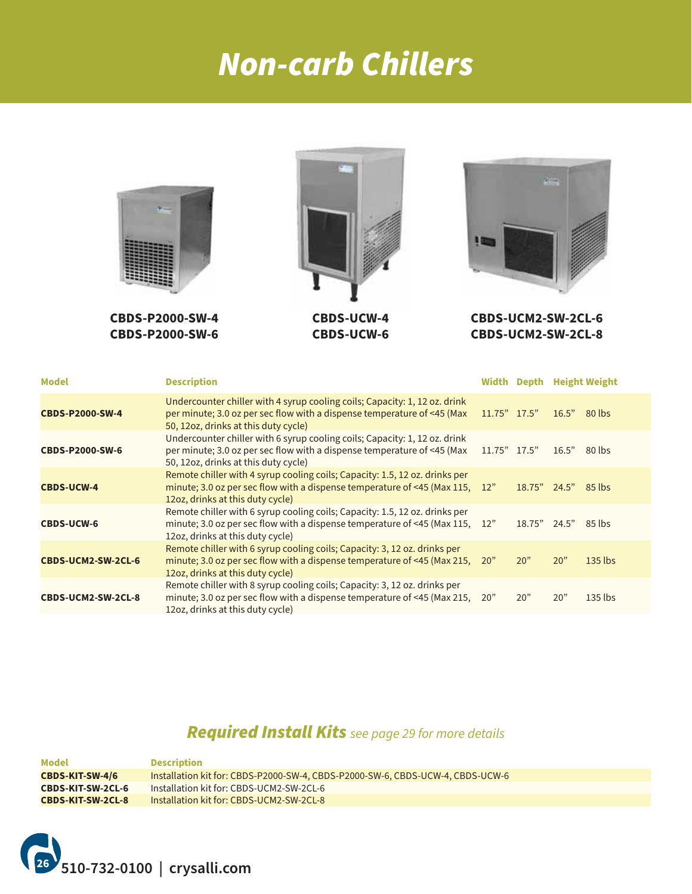# Non-carb Chillers

**CBDS-P2000-SW-4**
**CBDS-P2000-SW-6**

**CBDS-UCW-4**
**CBDS-UCW-6**

**CBDS-UCM2-SW-2CL-6**
**CBDS-UCM2-SW-2CL-8**

| Model | Description | Width | Depth | Height | Weight |
|---|---|---|---|---|---|
| **CBDS-P2000-SW-4** | Undercounter chiller with 4 syrup cooling coils; Capacity: 1, 12 oz. drink per minute; 3.0 oz per sec flow with a dispense temperature of <45 (Max 50, 12oz, drinks at this duty cycle) | 11.75" | 17.5" | 16.5" | 80 lbs |
| **CBDS-P2000-SW-6** | Undercounter chiller with 6 syrup cooling coils; Capacity: 1, 12 oz. drink per minute; 3.0 oz per sec flow with a dispense temperature of <45 (Max 50, 12oz, drinks at this duty cycle) | 11.75" | 17.5" | 16.5" | 80 lbs |
| **CBDS-UCW-4** | Remote chiller with 4 syrup cooling coils; Capacity: 1.5, 12 oz. drinks per minute; 3.0 oz per sec flow with a dispense temperature of <45 (Max 115, 12oz, drinks at this duty cycle) | 12" | 18.75" | 24.5" | 85 lbs |
| **CBDS-UCW-6** | Remote chiller with 6 syrup cooling coils; Capacity: 1.5, 12 oz. drinks per minute; 3.0 oz per sec flow with a dispense temperature of <45 (Max 115, 12oz, drinks at this duty cycle) | 12" | 18.75" | 24.5" | 85 lbs |
| **CBDS-UCM2-SW-2CL-6** | Remote chiller with 6 syrup cooling coils; Capacity: 3, 12 oz. drinks per minute; 3.0 oz per sec flow with a dispense temperature of <45 (Max 215, 12oz, drinks at this duty cycle) | 20" | 20" | 20" | 135 lbs |
| **CBDS-UCM2-SW-2CL-8** | Remote chiller with 8 syrup cooling coils; Capacity: 3, 12 oz. drinks per minute; 3.0 oz per sec flow with a dispense temperature of <45 (Max 215, 12oz, drinks at this duty cycle) | 20" | 20" | 20" | 135 lbs |

## *Required Install Kits* *see page 29 for more details*

| Model | Description |
|---|---|
| **CBDS-KIT-SW-4/6** | Installation kit for: CBDS-P2000-SW-4, CBDS-P2000-SW-6, CBDS-UCW-4, CBDS-UCW-6 |
| **CBDS-KIT-SW-2CL-6** | Installation kit for: CBDS-UCM2-SW-2CL-6 |
| **CBDS-KIT-SW-2CL-8** | Installation kit for: CBDS-UCM2-SW-2CL-8 |

**510-732-0100 | crysalli.com**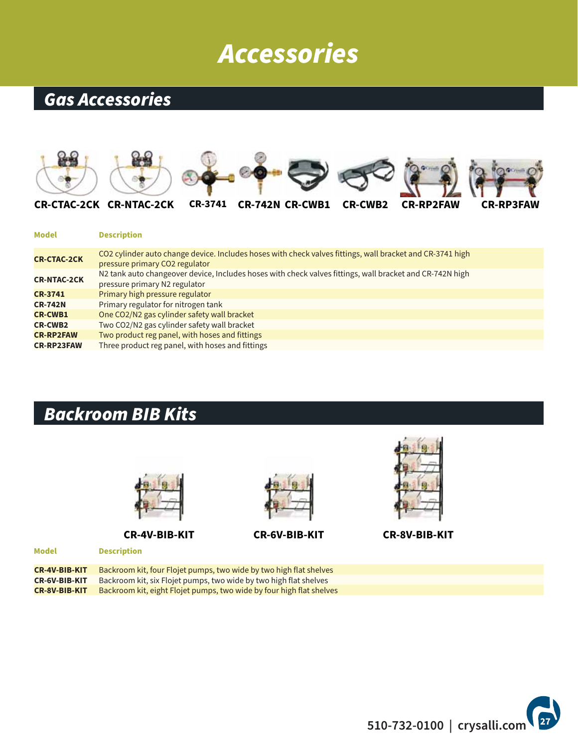# Accessories

## Gas Accessories

CR-CTAC-2CK CR-NTAC-2CK CR-3741 CR-742N CR-CWB1 CR-CWB2 CR-RP2FAW CR-RP3FAW

| Model | Description |
|---|---|
| CR-CTAC-2CK | CO2 cylinder auto change device. Includes hoses with check valves fittings, wall bracket and CR-3741 high pressure primary CO2 regulator |
| CR-NTAC-2CK | N2 tank auto changeover device, Includes hoses with check valves fittings, wall bracket and CR-742N high pressure primary N2 regulator |
| CR-3741 | Primary high pressure regulator |
| CR-742N | Primary regulator for nitrogen tank |
| CR-CWB1 | One CO2/N2 gas cylinder safety wall bracket |
| CR-CWB2 | Two CO2/N2 gas cylinder safety wall bracket |
| CR-RP2FAW | Two product reg panel, with hoses and fittings |
| CR-RP23FAW | Three product reg panel, with hoses and fittings |

## Backroom BIB Kits

CR-4V-BIB-KIT CR-6V-BIB-KIT CR-8V-BIB-KIT

| Model | Description |
|---|---|
| CR-4V-BIB-KIT | Backroom kit, four Flojet pumps, two wide by two high flat shelves |
| CR-6V-BIB-KIT | Backroom kit, six Flojet pumps, two wide by two high flat shelves |
| CR-8V-BIB-KIT | Backroom kit, eight Flojet pumps, two wide by four high flat shelves |

510-732-0100 | crysalli.com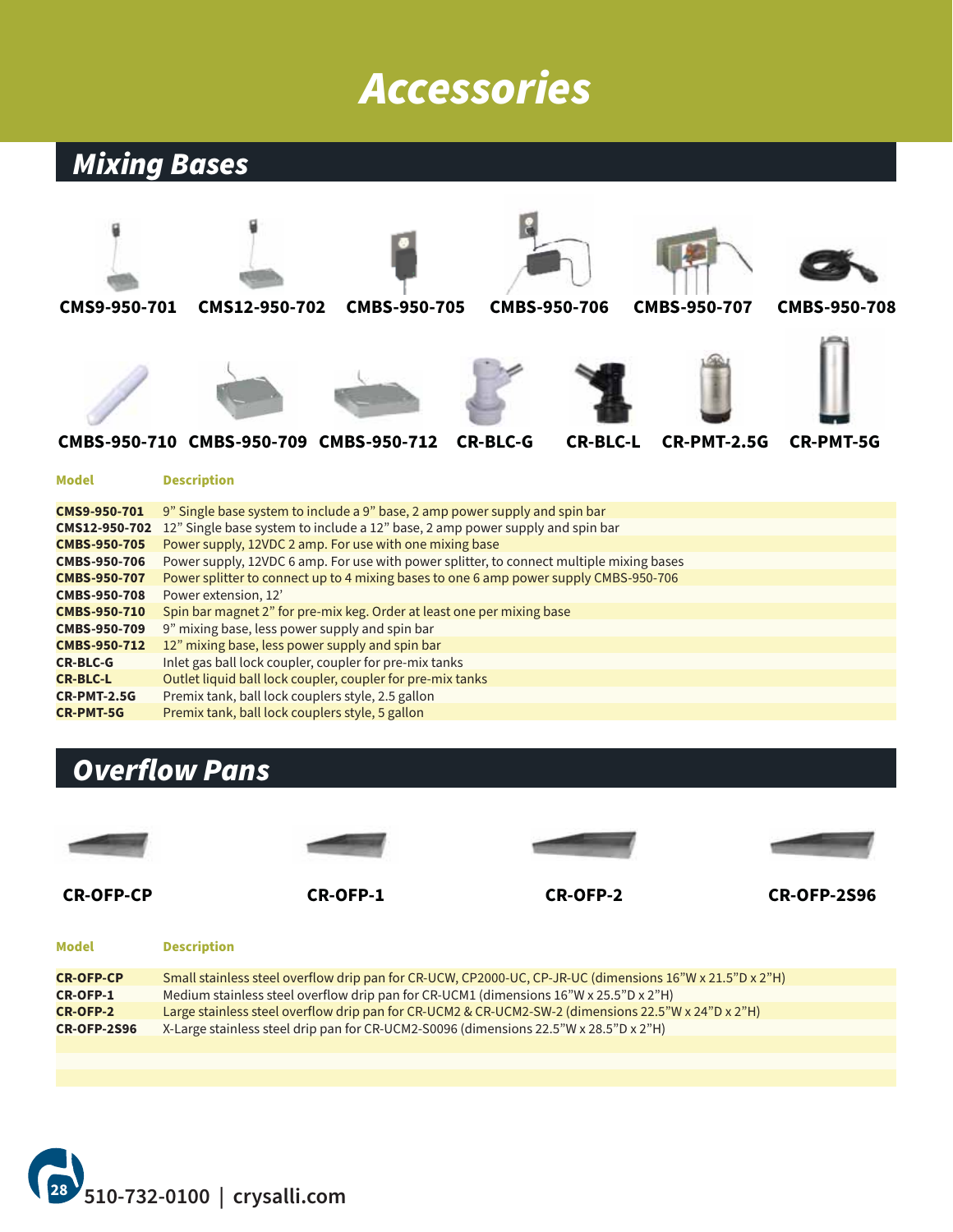# Accessories

## Mixing Bases

CMS9-950-701 CMS12-950-702 CMBS-950-705 CMBS-950-706 CMBS-950-707 CMBS-950-708

CMBS-950-710 CMBS-950-709 CMBS-950-712 CR-BLC-G CR-BLC-L CR-PMT-2.5G CR-PMT-5G

| Model | Description |
|---|---|
| **CMS9-950-701** | 9" Single base system to include a 9" base, 2 amp power supply and spin bar |
| **CMS12-950-702** | 12" Single base system to include a 12" base, 2 amp power supply and spin bar |
| **CMBS-950-705** | Power supply, 12VDC 2 amp. For use with one mixing base |
| **CMBS-950-706** | Power supply, 12VDC 6 amp. For use with power splitter, to connect multiple mixing bases |
| **CMBS-950-707** | Power splitter to connect up to 4 mixing bases to one 6 amp power supply CMBS-950-706 |
| **CMBS-950-708** | Power extension, 12' |
| **CMBS-950-710** | Spin bar magnet 2" for pre-mix keg. Order at least one per mixing base |
| **CMBS-950-709** | 9" mixing base, less power supply and spin bar |
| **CMBS-950-712** | 12" mixing base, less power supply and spin bar |
| **CR-BLC-G** | Inlet gas ball lock coupler, coupler for pre-mix tanks |
| **CR-BLC-L** | Outlet liquid ball lock coupler, coupler for pre-mix tanks |
| **CR-PMT-2.5G** | Premix tank, ball lock couplers style, 2.5 gallon |
| **CR-PMT-5G** | Premix tank, ball lock couplers style, 5 gallon |

## Overflow Pans

CR-OFP-CP CR-OFP-1 CR-OFP-2 CR-OFP-2S96

| Model | Description |
|---|---|
| **CR-OFP-CP** | Small stainless steel overflow drip pan for CR-UCW, CP2000-UC, CP-JR-UC (dimensions 16"W x 21.5"D x 2"H) |
| **CR-OFP-1** | Medium stainless steel overflow drip pan for CR-UCM1 (dimensions 16"W x 25.5"D x 2"H) |
| **CR-OFP-2** | Large stainless steel overflow drip pan for CR-UCM2 & CR-UCM2-SW-2 (dimensions 22.5"W x 24"D x 2"H) |
| **CR-OFP-2S96** | X-Large stainless steel drip pan for CR-UCM2-S0096 (dimensions 22.5"W x 28.5"D x 2"H) |

510-732-0100 | crysalli.com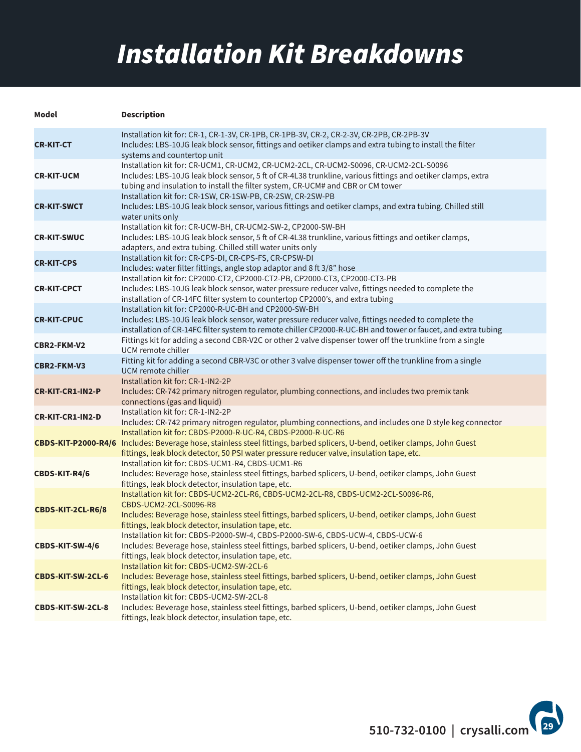# Installation Kit Breakdowns

| Model | Description |
|---|---|
| **CR-KIT-CT** | Installation kit for: CR-1, CR-1-3V, CR-1PB, CR-1PB-3V, CR-2, CR-2-3V, CR-2PB, CR-2PB-3V<br>Includes: LBS-10JG leak block sensor, fittings and oetiker clamps and extra tubing to install the filter systems and countertop unit |
| **CR-KIT-UCM** | Installation kit for: CR-UCM1, CR-UCM2, CR-UCM2-2CL, CR-UCM2-S0096, CR-UCM2-2CL-S0096<br>Includes: LBS-10JG leak block sensor, 5 ft of CR-4L38 trunkline, various fittings and oetiker clamps, extra tubing and insulation to install the filter system, CR-UCM# and CBR or CM tower |
| **CR-KIT-SWCT** | Installation kit for: CR-1SW, CR-1SW-PB, CR-2SW, CR-2SW-PB<br>Includes: LBS-10JG leak block sensor, various fittings and oetiker clamps, and extra tubing. Chilled still water units only |
| **CR-KIT-SWUC** | Installation kit for: CR-UCW-BH, CR-UCM2-SW-2, CP2000-SW-BH<br>Includes: LBS-10JG leak block sensor, 5 ft of CR-4L38 trunkline, various fittings and oetiker clamps, adapters, and extra tubing. Chilled still water units only |
| **CR-KIT-CPS** | Installation kit for: CR-CPS-DI, CR-CPS-FS, CR-CPSW-DI<br>Includes: water filter fittings, angle stop adaptor and 8 ft 3/8" hose |
| **CR-KIT-CPCT** | Installation kit for: CP2000-CT2, CP2000-CT2-PB, CP2000-CT3, CP2000-CT3-PB<br>Includes: LBS-10JG leak block sensor, water pressure reducer valve, fittings needed to complete the installation of CR-14FC filter system to countertop CP2000's, and extra tubing |
| **CR-KIT-CPUC** | Installation kit for: CP2000-R-UC-BH and CP2000-SW-BH<br>Includes: LBS-10JG leak block sensor, water pressure reducer valve, fittings needed to complete the installation of CR-14FC filter system to remote chiller CP2000-R-UC-BH and tower or faucet, and extra tubing |
| **CBR2-FKM-V2** | Fittings kit for adding a second CBR-V2C or other 2 valve dispenser tower off the trunkline from a single UCM remote chiller |
| **CBR2-FKM-V3** | Fitting kit for adding a second CBR-V3C or other 3 valve dispenser tower off the trunkline from a single UCM remote chiller |
| **CR-KIT-CR1-IN2-P** | Installation kit for: CR-1-IN2-2P<br>Includes: CR-742 primary nitrogen regulator, plumbing connections, and includes two premix tank connections (gas and liquid) |
| **CR-KIT-CR1-IN2-D** | Installation kit for: CR-1-IN2-2P<br>Includes: CR-742 primary nitrogen regulator, plumbing connections, and includes one D style keg connector |
| **CBDS-KIT-P2000-R4/6** | Installation kit for: CBDS-P2000-R-UC-R4, CBDS-P2000-R-UC-R6<br>Includes: Beverage hose, stainless steel fittings, barbed splicers, U-bend, oetiker clamps, John Guest fittings, leak block detector, 50 PSI water pressure reducer valve, insulation tape, etc. |
| **CBDS-KIT-R4/6** | Installation kit for: CBDS-UCM1-R4, CBDS-UCM1-R6<br>Includes: Beverage hose, stainless steel fittings, barbed splicers, U-bend, oetiker clamps, John Guest fittings, leak block detector, insulation tape, etc. |
| **CBDS-KIT-2CL-R6/8** | Installation kit for: CBDS-UCM2-2CL-R6, CBDS-UCM2-2CL-R8, CBDS-UCM2-2CL-S0096-R6, CBDS-UCM2-2CL-S0096-R8<br>Includes: Beverage hose, stainless steel fittings, barbed splicers, U-bend, oetiker clamps, John Guest fittings, leak block detector, insulation tape, etc. |
| **CBDS-KIT-SW-4/6** | Installation kit for: CBDS-P2000-SW-4, CBDS-P2000-SW-6, CBDS-UCW-4, CBDS-UCW-6<br>Includes: Beverage hose, stainless steel fittings, barbed splicers, U-bend, oetiker clamps, John Guest fittings, leak block detector, insulation tape, etc. |
| **CBDS-KIT-SW-2CL-6** | Installation kit for: CBDS-UCM2-SW-2CL-6<br>Includes: Beverage hose, stainless steel fittings, barbed splicers, U-bend, oetiker clamps, John Guest fittings, leak block detector, insulation tape, etc. |
| **CBDS-KIT-SW-2CL-8** | Installation kit for: CBDS-UCM2-SW-2CL-8<br>Includes: Beverage hose, stainless steel fittings, barbed splicers, U-bend, oetiker clamps, John Guest fittings, leak block detector, insulation tape, etc. |

**510-732-0100 | crysalli.com**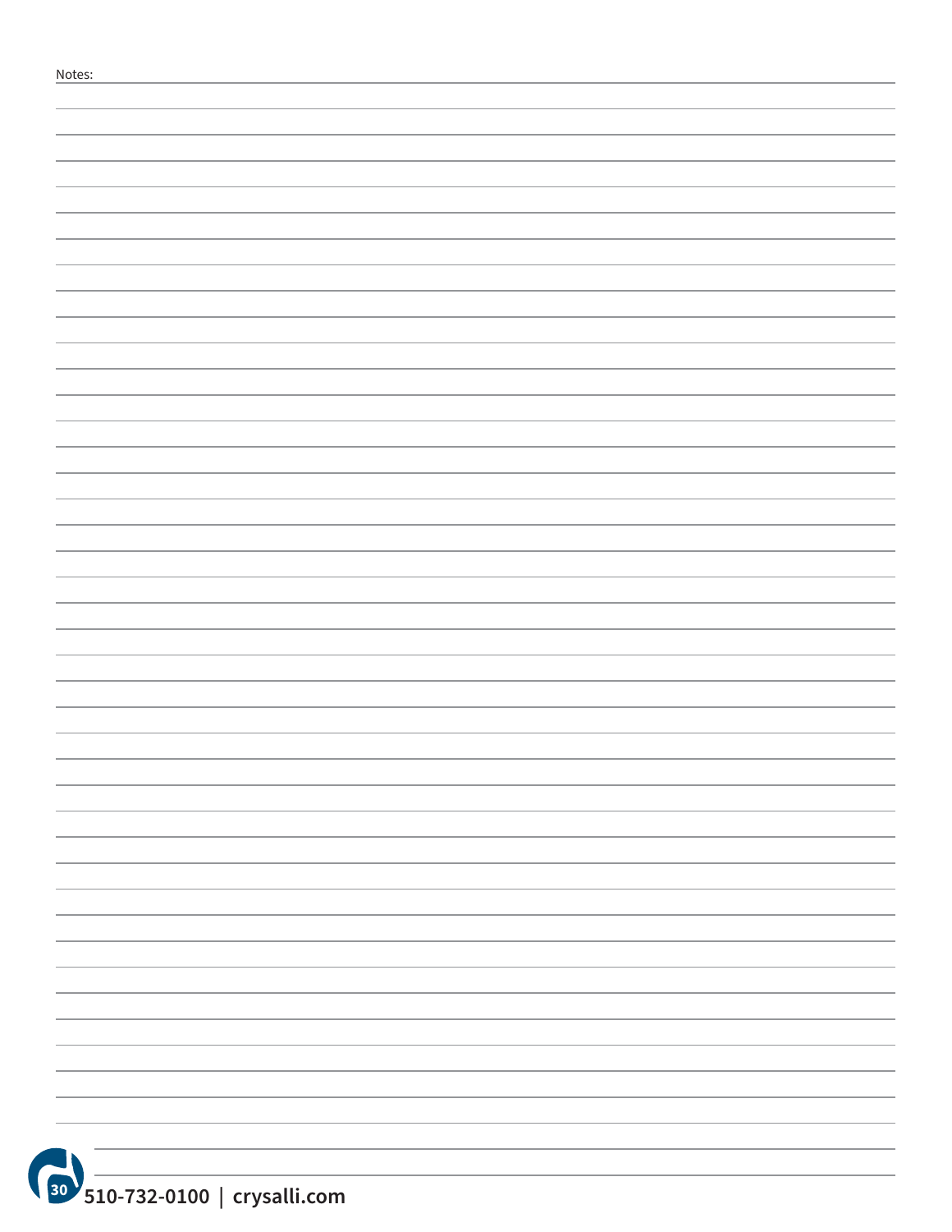Notes: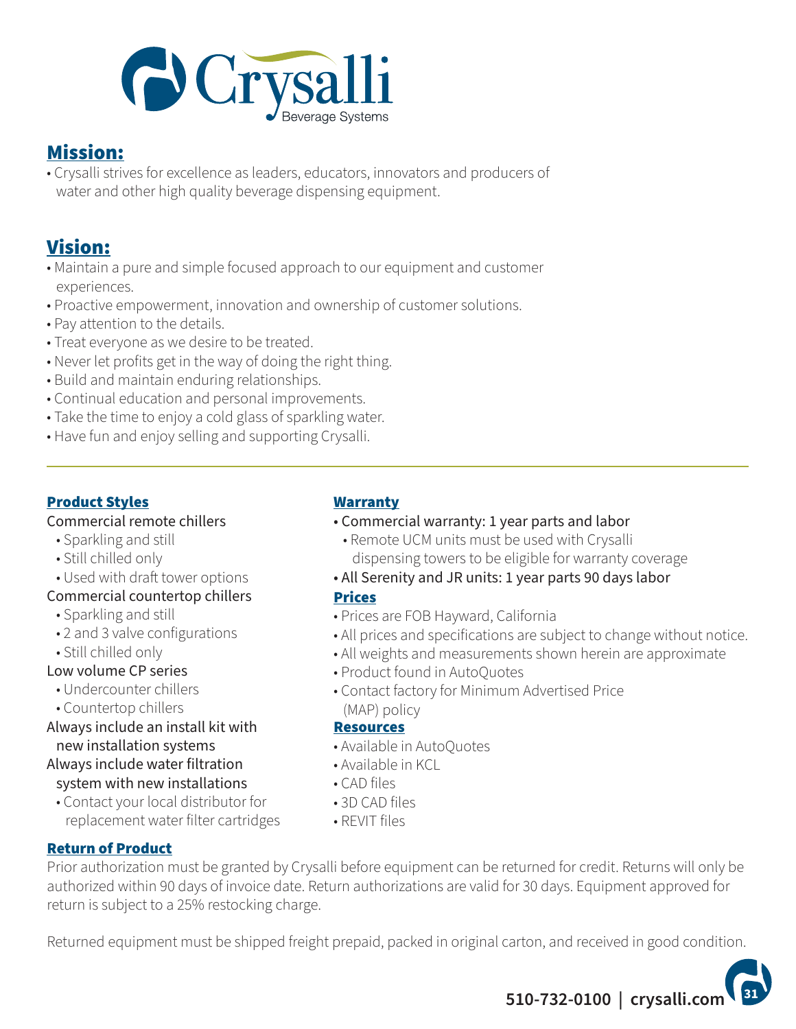# Crysalli

Beverage Systems

## Mission:

- Crysalli strives for excellence as leaders, educators, innovators and producers of water and other high quality beverage dispensing equipment.

## Vision:

- Maintain a pure and simple focused approach to our equipment and customer experiences.
- Proactive empowerment, innovation and ownership of customer solutions.
- Pay attention to the details.
- Treat everyone as we desire to be treated.
- Never let profits get in the way of doing the right thing.
- Build and maintain enduring relationships.
- Continual education and personal improvements.
- Take the time to enjoy a cold glass of sparkling water.
- Have fun and enjoy selling and supporting Crysalli.

---

### Product Styles

Commercial remote chillers

- Sparkling and still
- Still chilled only
- Used with draft tower options

Commercial countertop chillers

- Sparkling and still
- 2 and 3 valve configurations
- Still chilled only

Low volume CP series

- Undercounter chillers
- Countertop chillers

Always include an install kit with new installation systems

Always include water filtration system with new installations

- Contact your local distributor for replacement water filter cartridges

### Warranty

- Commercial warranty: 1 year parts and labor
  - Remote UCM units must be used with Crysalli dispensing towers to be eligible for warranty coverage
- All Serenity and JR units: 1 year parts 90 days labor

### Prices

- Prices are FOB Hayward, California
- All prices and specifications are subject to change without notice.
- All weights and measurements shown herein are approximate
- Product found in AutoQuotes
- Contact factory for Minimum Advertised Price (MAP) policy

### Resources

- Available in AutoQuotes
- Available in KCL
- CAD files
- 3D CAD files
- REVIT files

### Return of Product

Prior authorization must be granted by Crysalli before equipment can be returned for credit. Returns will only be authorized within 90 days of invoice date. Return authorizations are valid for 30 days. Equipment approved for return is subject to a 25% restocking charge.

Returned equipment must be shipped freight prepaid, packed in original carton, and received in good condition.

**510-732-0100 | crysalli.com**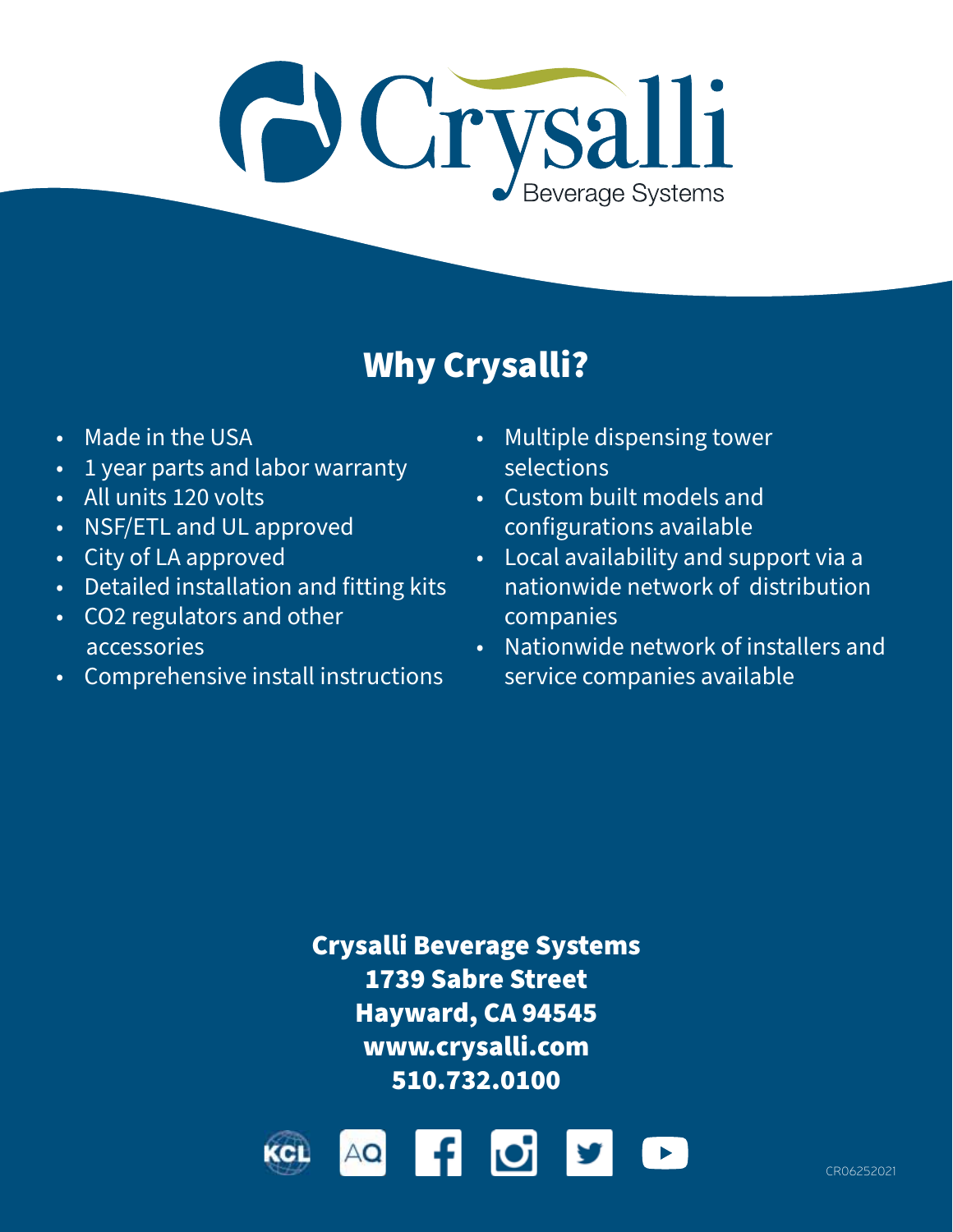# Crysalli

Beverage Systems

## Why Crysalli?

- Made in the USA
- 1 year parts and labor warranty
- All units 120 volts
- NSF/ETL and UL approved
- City of LA approved
- Detailed installation and fitting kits
- $CO_2$ regulators and other accessories
- Comprehensive install instructions
- Multiple dispensing tower selections
- Custom built models and configurations available
- Local availability and support via a nationwide network of distribution companies
- Nationwide network of installers and service companies available

**Crysalli Beverage Systems**
**1739 Sabre Street**
**Hayward, CA 94545**
**www.crysalli.com**
**510.732.0100**

CR06252021